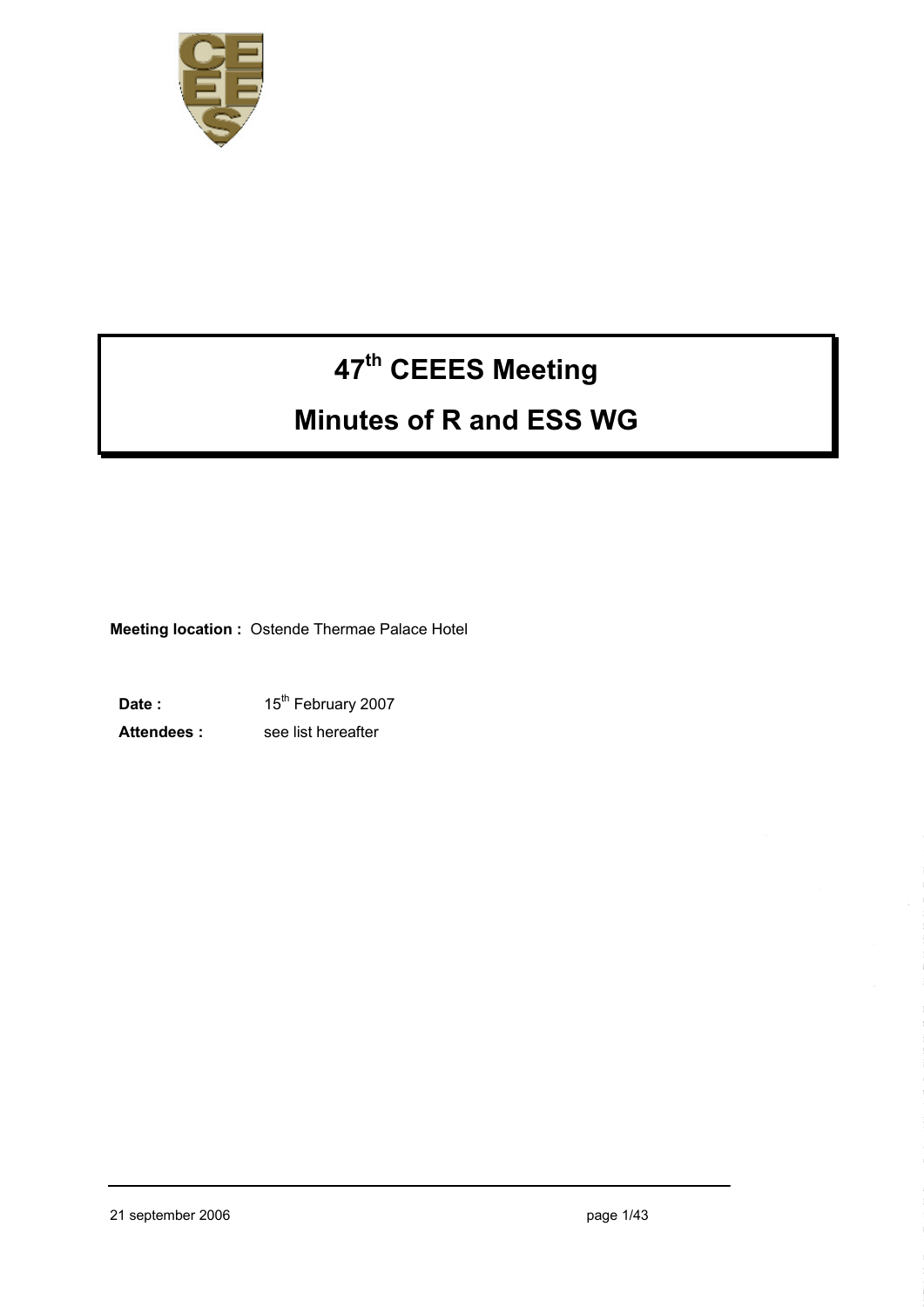# 47th CEEES Meeting

# Minutes of R and ESS WG

**Meeting location :** Ostende Thermae Palace Hotel

**Date :** 15th February 2007

**Attendees :** see list hereafter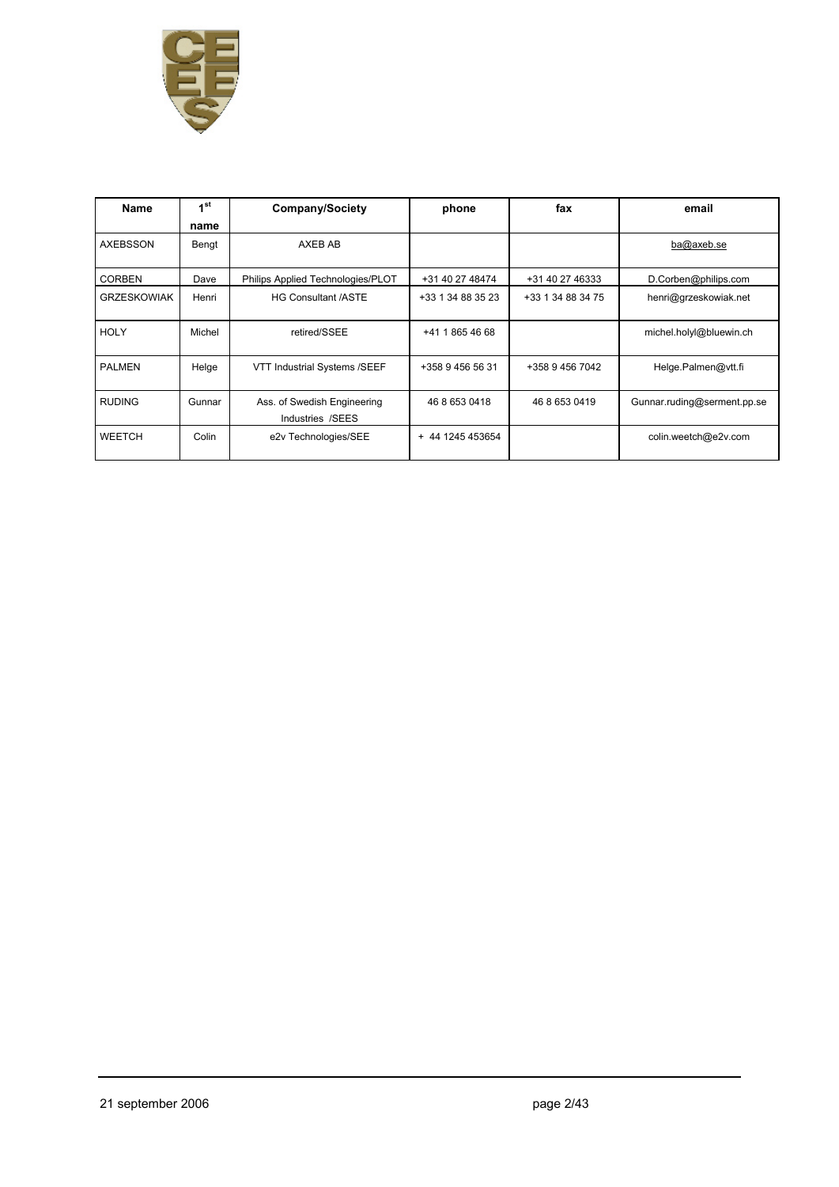| Name | 1[st] name | Company/Society | phone | fax | email |
|---|---|---|---|---|---|
| AXEBSSON | Bengt | AXEB AB | | | ba@axeb.se |
| CORBEN | Dave | Philips Applied Technologies/PLOT | +31 40 27 48474 | +31 40 27 46333 | D.Corben@philips.com |
| GRZESKOWIAK | Henri | HG Consultant /ASTE | +33 1 34 88 35 23 | +33 1 34 88 34 75 | henri@grzeskowiak.net |
| HOLY | Michel | retired/SSEE | +41 1 865 46 68 | | michel.holyl@bluewin.ch |
| PALMEN | Helge | VTT Industrial Systems /SEEF | +358 9 456 56 31 | +358 9 456 7042 | Helge.Palmen@vtt.fi |
| RUDING | Gunnar | Ass. of Swedish Engineering Industries /SEES | 46 8 653 0418 | 46 8 653 0419 | Gunnar.ruding@serment.pp.se |
| WEETCH | Colin | e2v Technologies/SEE | + 44 1245 453654 | | colin.weetch@e2v.com |

21 september 2006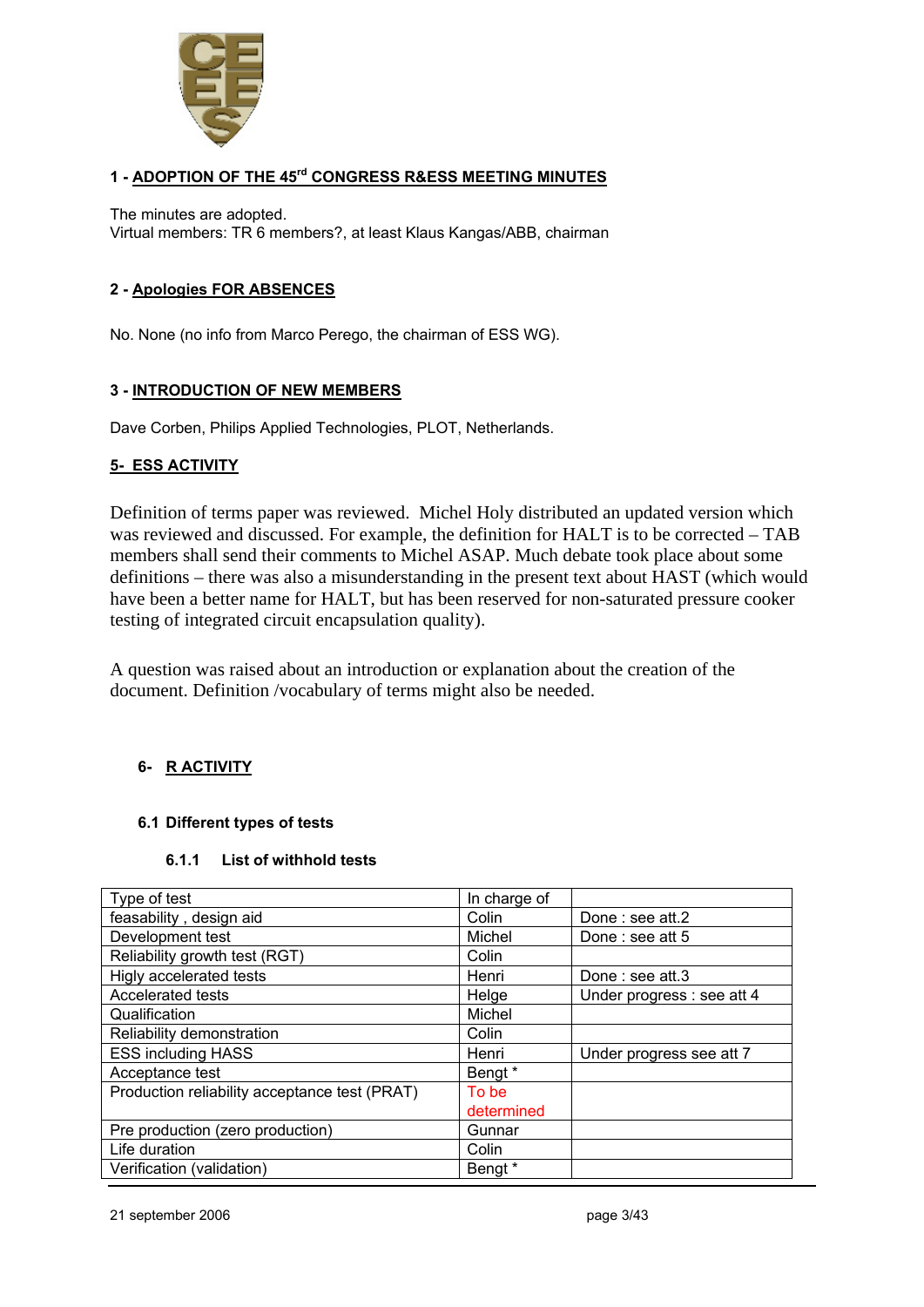## 1 - ADOPTION OF THE 45[rd] CONGRESS R&ESS MEETING MINUTES

The minutes are adopted.
Virtual members: TR 6 members?, at least Klaus Kangas/ABB, chairman

## 2 - Apologies FOR ABSENCES

No. None (no info from Marco Perego, the chairman of ESS WG).

## 3 - INTRODUCTION OF NEW MEMBERS

Dave Corben, Philips Applied Technologies, PLOT, Netherlands.

## 5- ESS ACTIVITY

Definition of terms paper was reviewed. Michel Holy distributed an updated version which was reviewed and discussed. For example, the definition for HALT is to be corrected – TAB members shall send their comments to Michel ASAP. Much debate took place about some definitions – there was also a misunderstanding in the present text about HAST (which would have been a better name for HALT, but has been reserved for non-saturated pressure cooker testing of integrated circuit encapsulation quality).

A question was raised about an introduction or explanation about the creation of the document. Definition /vocabulary of terms might also be needed.

## 6- R ACTIVITY

### 6.1 Different types of tests

#### 6.1.1 List of withhold tests

| Type of test | In charge of | |
|---|---|---|
| feasability , design aid | Colin | Done : see att.2 |
| Development test | Michel | Done : see att 5 |
| Reliability growth test (RGT) | Colin | |
| Higly accelerated tests | Henri | Done : see att.3 |
| Accelerated tests | Helge | Under progress : see att 4 |
| Qualification | Michel | |
| Reliability demonstration | Colin | |
| ESS including HASS | Henri | Under progress see att 7 |
| Acceptance test | Bengt * | |
| Production reliability acceptance test (PRAT) | To be determined | |
| Pre production (zero production) | Gunnar | |
| Life duration | Colin | |
| Verification (validation) | Bengt * | |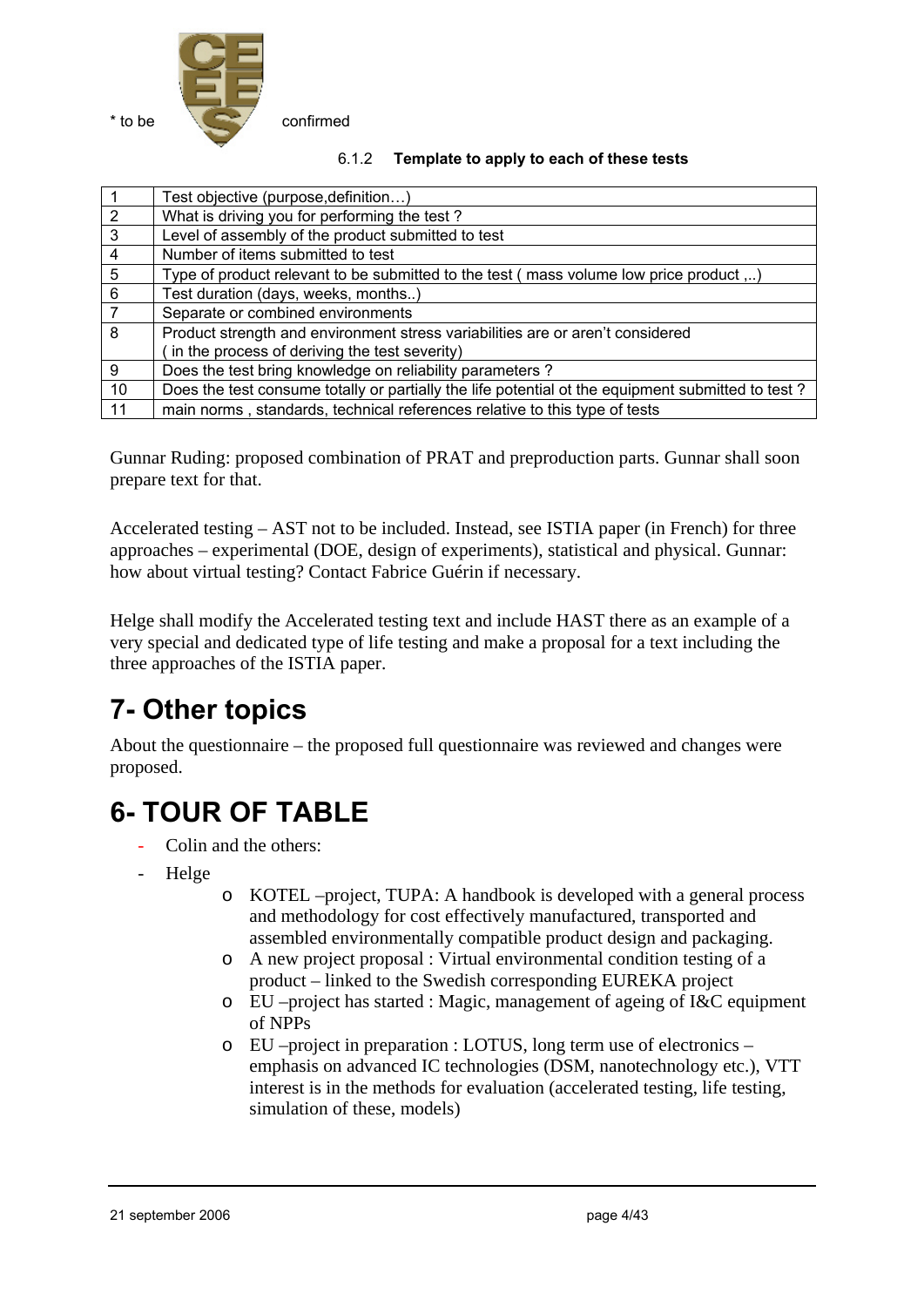\* to be confirmed

#### 6.1.2 Template to apply to each of these tests

| | |
|---|---|
| 1 | Test objective (purpose,definition…) |
| 2 | What is driving you for performing the test ? |
| 3 | Level of assembly of the product submitted to test |
| 4 | Number of items submitted to test |
| 5 | Type of product relevant to be submitted to the test ( mass volume low price product ,..) |
| 6 | Test duration (days, weeks, months..) |
| 7 | Separate or combined environments |
| 8 | Product strength and environment stress variabilities are or aren't considered ( in the process of deriving the test severity) |
| 9 | Does the test bring knowledge on reliability parameters ? |
| 10 | Does the test consume totally or partially the life potential ot the equipment submitted to test ? |
| 11 | main norms , standards, technical references relative to this type of tests |

Gunnar Ruding: proposed combination of PRAT and preproduction parts. Gunnar shall soon prepare text for that.

Accelerated testing – AST not to be included. Instead, see ISTIA paper (in French) for three approaches – experimental (DOE, design of experiments), statistical and physical. Gunnar: how about virtual testing? Contact Fabrice Guérin if necessary.

Helge shall modify the Accelerated testing text and include HAST there as an example of a very special and dedicated type of life testing and make a proposal for a text including the three approaches of the ISTIA paper.

# 7- Other topics

About the questionnaire – the proposed full questionnaire was reviewed and changes were proposed.

# 6- TOUR OF TABLE

- Colin and the others:
- Helge
  - KOTEL –project, TUPA: A handbook is developed with a general process and methodology for cost effectively manufactured, transported and assembled environmentally compatible product design and packaging.
  - A new project proposal : Virtual environmental condition testing of a product – linked to the Swedish corresponding EUREKA project
  - EU –project has started : Magic, management of ageing of I&C equipment of NPPs
  - EU –project in preparation : LOTUS, long term use of electronics – emphasis on advanced IC technologies (DSM, nanotechnology etc.), VTT interest is in the methods for evaluation (accelerated testing, life testing, simulation of these, models)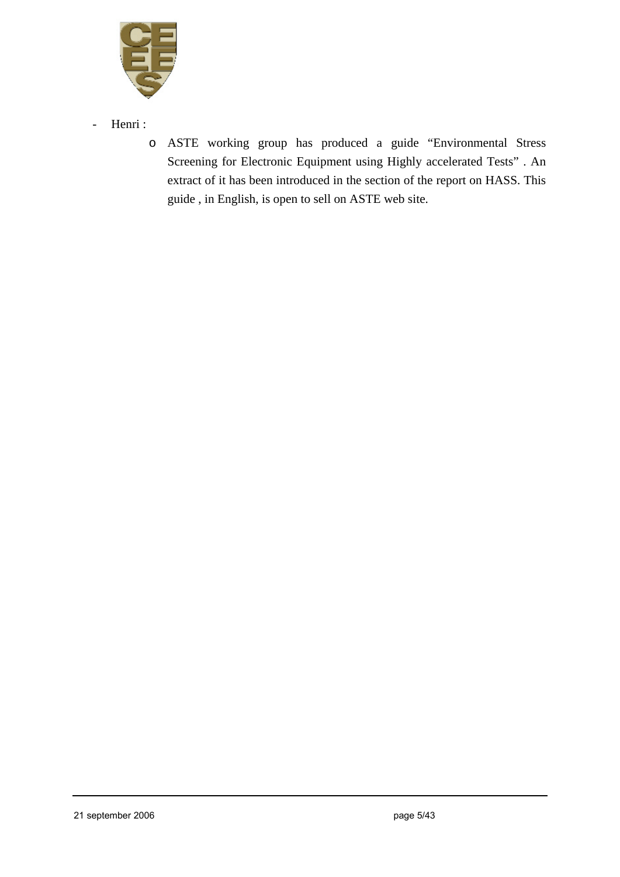- Henri :
  - ASTE working group has produced a guide “Environmental Stress Screening for Electronic Equipment using Highly accelerated Tests” . An extract of it has been introduced in the section of the report on HASS. This guide , in English, is open to sell on ASTE web site.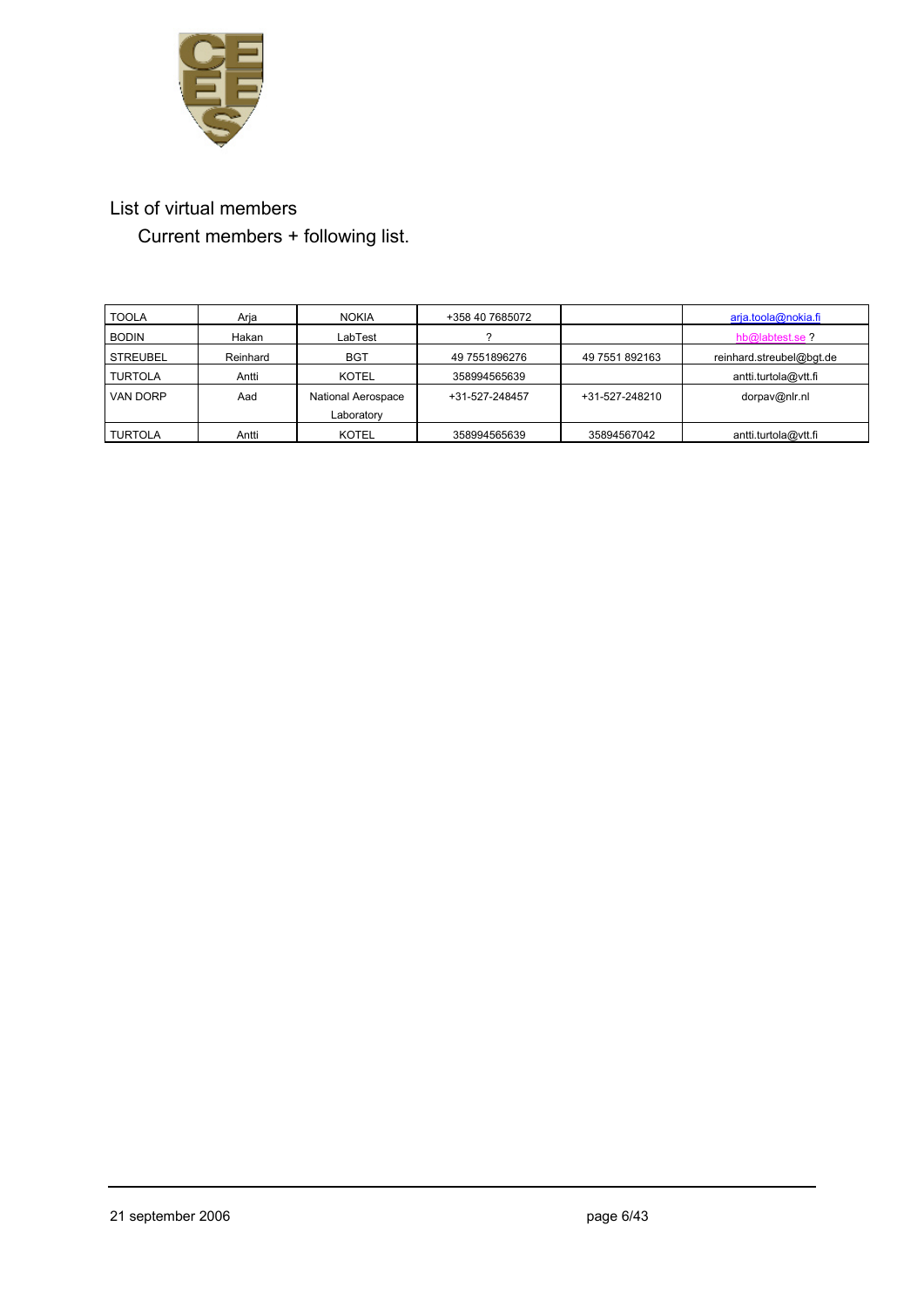List of virtual members

Current members + following list.

| | | | | | |
|---|---|---|---|---|---|
| TOOLA | Arja | NOKIA | +358 40 7685072 | | arja.toola@nokia.fi |
| BODIN | Hakan | LabTest | ? | | hb@labtest.se ? |
| STREUBEL | Reinhard | BGT | 49 7551896276 | 49 7551 892163 | reinhard.streubel@bgt.de |
| TURTOLA | Antti | KOTEL | 358994565639 | | antti.turtola@vtt.fi |
| VAN DORP | Aad | National Aerospace Laboratory | +31-527-248457 | +31-527-248210 | dorpav@nlr.nl |
| TURTOLA | Antti | KOTEL | 358994565639 | 35894567042 | antti.turtola@vtt.fi |

21 september 2006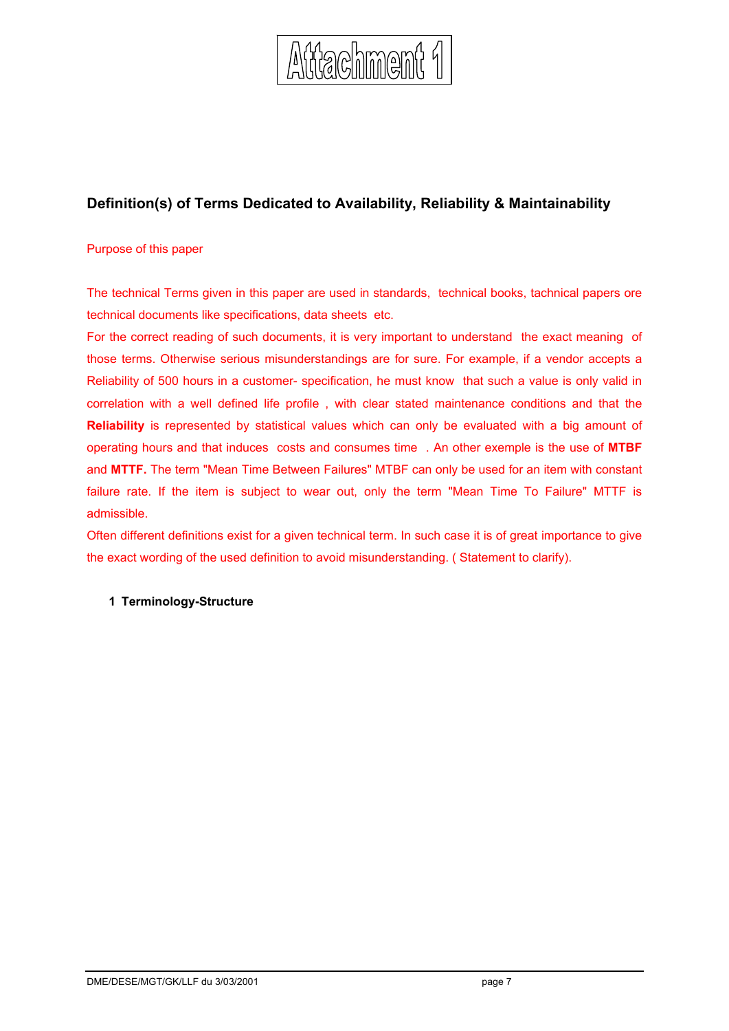# Attachment 1

## Definition(s) of Terms Dedicated to Availability, Reliability & Maintainability

Purpose of this paper

The technical Terms given in this paper are used in standards, technical books, technical papers ore technical documents like specifications, data sheets etc.

For the correct reading of such documents, it is very important to understand the exact meaning of those terms. Otherwise serious misunderstandings are for sure. For example, if a vendor accepts a Reliability of 500 hours in a customer- specification, he must know that such a value is only valid in correlation with a well defined life profile , with clear stated maintenance conditions and that the **Reliability** is represented by statistical values which can only be evaluated with a big amount of operating hours and that induces costs and consumes time . An other exemple is the use of **MTBF** and **MTTF.** The term "Mean Time Between Failures" MTBF can only be used for an item with constant failure rate. If the item is subject to wear out, only the term "Mean Time To Failure" MTTF is admissible.

Often different definitions exist for a given technical term. In such case it is of great importance to give the exact wording of the used definition to avoid misunderstanding. ( Statement to clarify).

### 1 Terminology-Structure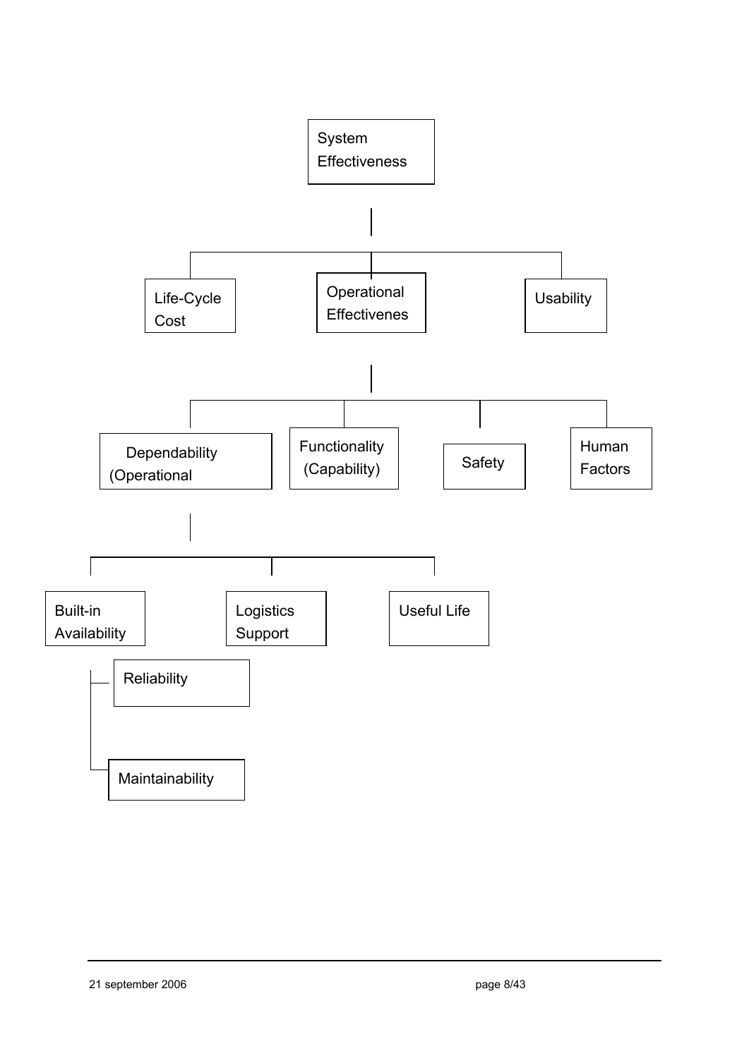- System Effectiveness
  - Life-Cycle Cost
  - Operational Effectivenes
    - Dependability (Operational
      - Built-in Availability
        - Reliability
        - Maintainability
      - Logistics Support
      - Useful Life
    - Functionality (Capability)
    - Safety
    - Human Factors
  - Usability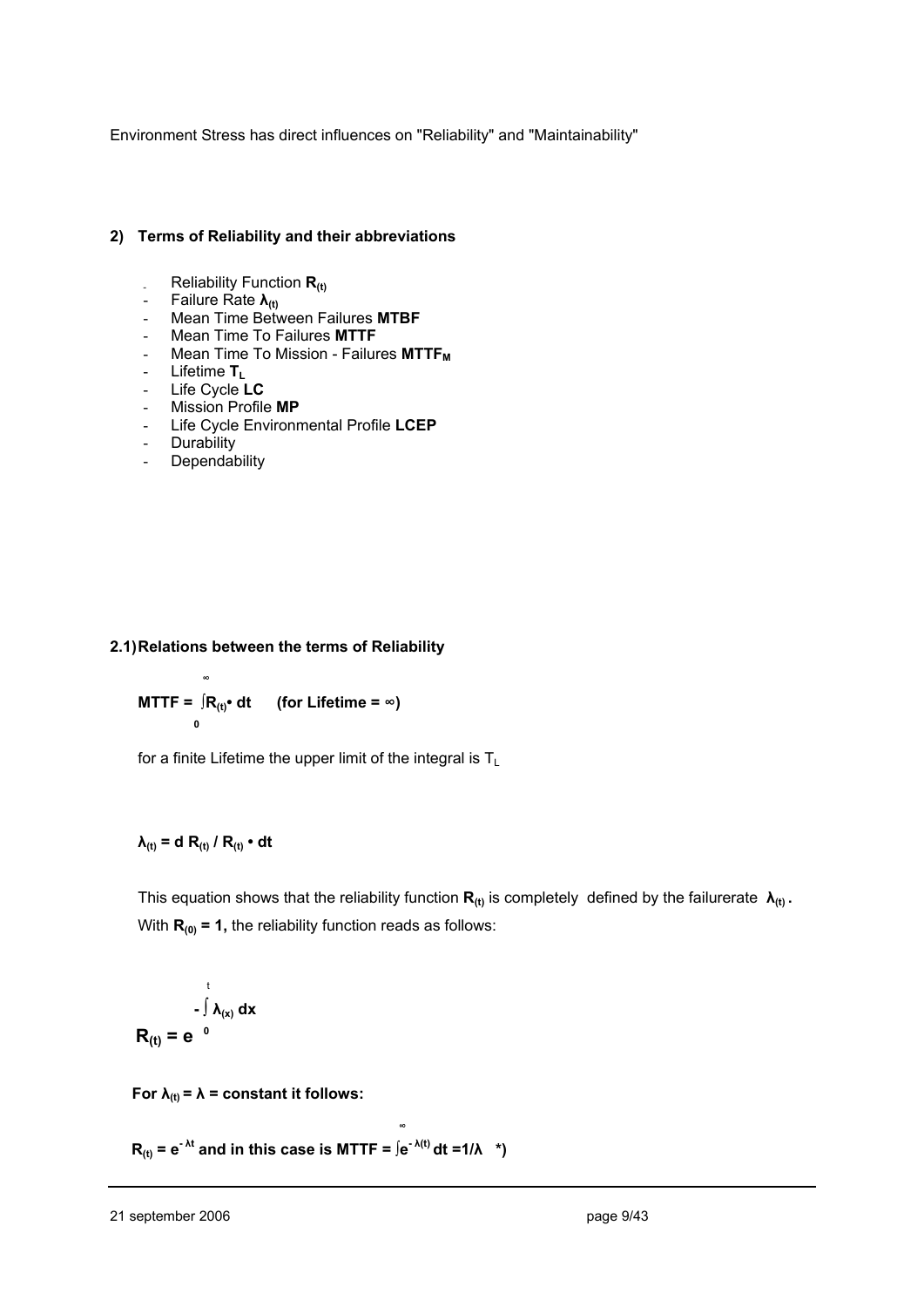Environment Stress has direct influences on "Reliability" and "Maintainability"

## 2) Terms of Reliability and their abbreviations

- Reliability Function $\mathbf{R_{(t)}}$
- Failure Rate $\boldsymbol{\lambda_{(t)}}$
- Mean Time Between Failures **MTBF**
- Mean Time To Failures **MTTF**
- Mean Time To Mission - Failures $\mathbf{MTTF_M}$
- Lifetime $\mathbf{T_L}$
- Life Cycle **LC**
- Mission Profile **MP**
- Life Cycle Environmental Profile **LCEP**
- Durability
- Dependability

### 2.1) Relations between the terms of Reliability

$$\mathbf{MTTF} = \int_0^{\infty} R_{(t)} \cdot dt \qquad \textbf{(for Lifetime} = \infty\textbf{)}$$

for a finite Lifetime the upper limit of the integral is $T_L$

$$\lambda_{(t)} = d\, R_{(t)} / R_{(t)} \cdot dt$$

This equation shows that the reliability function $\mathbf{R_{(t)}}$ is completely defined by the failurerate $\boldsymbol{\lambda_{(t)}}$.
With $\mathbf{R_{(0)} = 1}$, the reliability function reads as follows:

$$R_{(t)} = e^{-\int_0^t \lambda_{(x)}\, dx}$$

**For $\lambda_{(t)} = \lambda$ = constant it follows:**

$$R_{(t)} = e^{-\lambda t} \textbf{ and in this case is MTTF} = \int^{\infty} e^{-\lambda(t)}\, dt = 1/\lambda \quad *)$$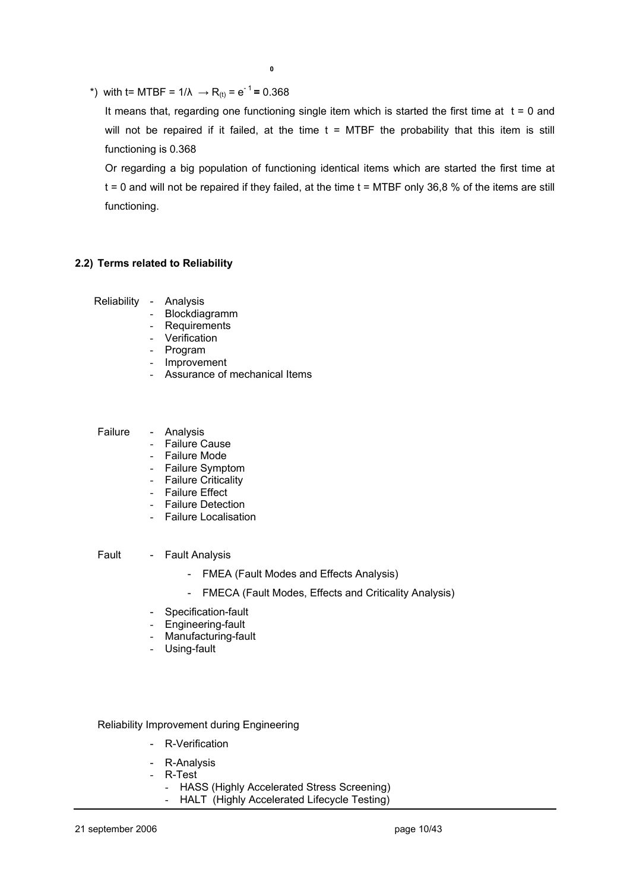*) with t= MTBF = $1/\lambda \rightarrow R_{(t)} = e^{-1}$ **=** 0.368

It means that, regarding one functioning single item which is started the first time at t = 0 and will not be repaired if it failed, at the time t = MTBF the probability that this item is still functioning is 0.368

Or regarding a big population of functioning identical items which are started the first time at t = 0 and will not be repaired if they failed, at the time t = MTBF only 36,8 % of the items are still functioning.

## 2.2) Terms related to Reliability

Reliability
- Analysis
- Blockdiagramm
- Requirements
- Verification
- Program
- Improvement
- Assurance of mechanical Items

Failure
- Analysis
- Failure Cause
- Failure Mode
- Failure Symptom
- Failure Criticality
- Failure Effect
- Failure Detection
- Failure Localisation

Fault
- Fault Analysis
  - FMEA (Fault Modes and Effects Analysis)
  - FMECA (Fault Modes, Effects and Criticality Analysis)
- Specification-fault
- Engineering-fault
- Manufacturing-fault
- Using-fault

Reliability Improvement during Engineering

- R-Verification
- R-Analysis
- R-Test
  - HASS (Highly Accelerated Stress Screening)
  - HALT (Highly Accelerated Lifecycle Testing)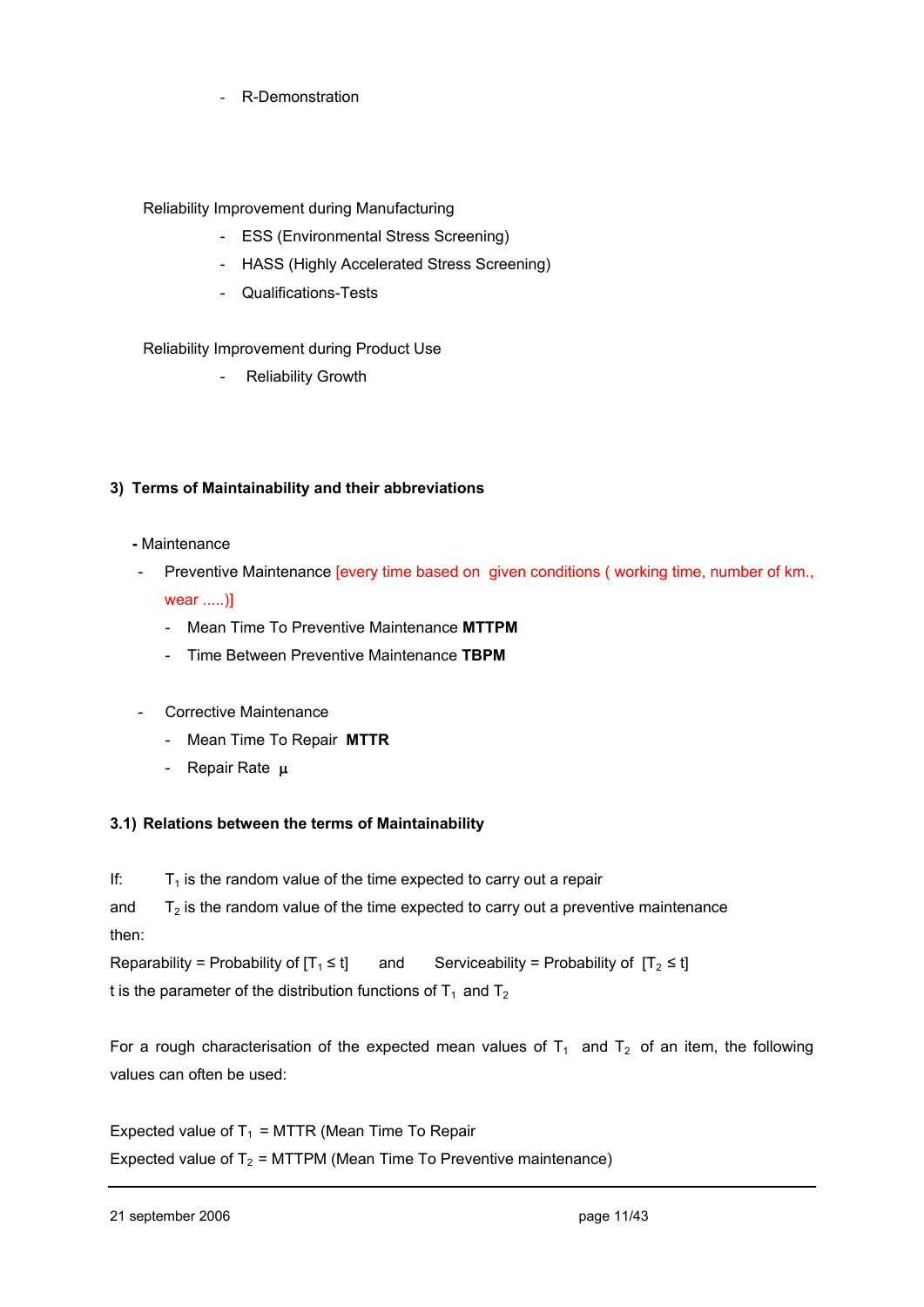- R-Demonstration

Reliability Improvement during Manufacturing

- ESS (Environmental Stress Screening)
- HASS (Highly Accelerated Stress Screening)
- Qualifications-Tests

Reliability Improvement during Product Use

- Reliability Growth

### 3) Terms of Maintainability and their abbreviations

**-** Maintenance

- Preventive Maintenance [every time based on given conditions ( working time, number of km., wear .....)]
  - Mean Time To Preventive Maintenance **MTTPM**
  - Time Between Preventive Maintenance **TBPM**

- Corrective Maintenance
  - Mean Time To Repair **MTTR**
  - Repair Rate $\mu$

#### 3.1) Relations between the terms of Maintainability

If: $T_1$ is the random value of the time expected to carry out a repair

and $T_2$ is the random value of the time expected to carry out a preventive maintenance

then:

Reparability = Probability of $[T_1 \leq t]$ and Serviceability = Probability of $[T_2 \leq t]$

t is the parameter of the distribution functions of $T_1$ and $T_2$

For a rough characterisation of the expected mean values of $T_1$ and $T_2$ of an item, the following values can often be used:

Expected value of $T_1$ = MTTR (Mean Time To Repair

Expected value of $T_2$ = MTTPM (Mean Time To Preventive maintenance)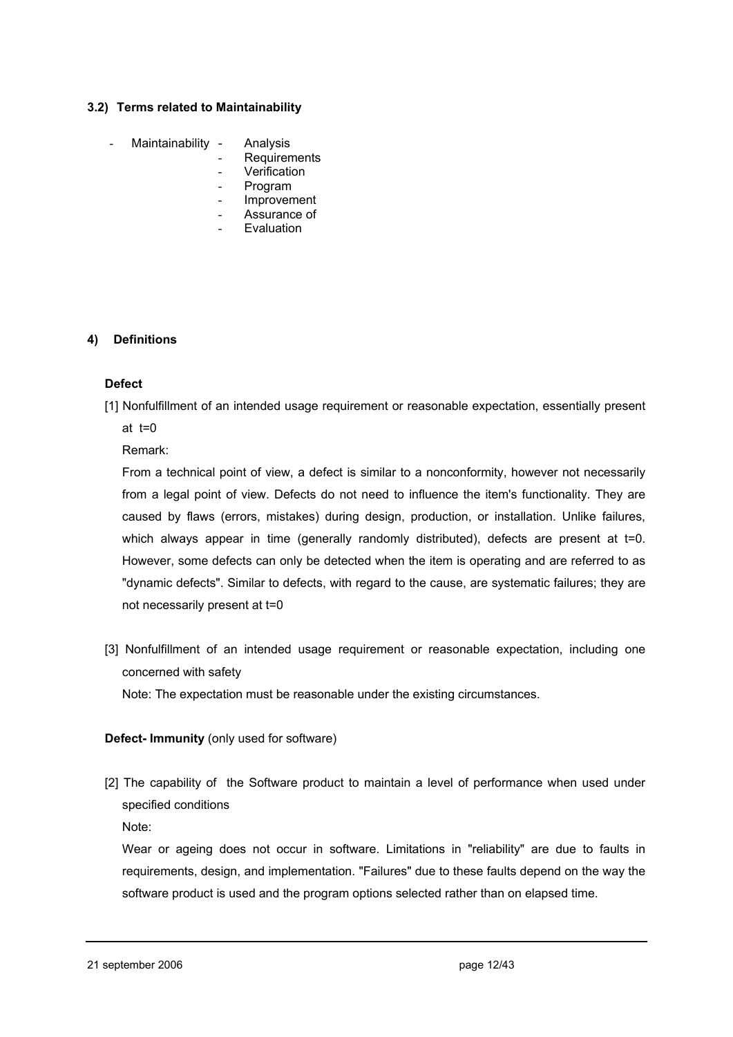### 3.2) Terms related to Maintainability

- Maintainability
  - Analysis
  - Requirements
  - Verification
  - Program
  - Improvement
  - Assurance of
  - Evaluation

## 4) Definitions

**Defect**

[1] Nonfulfillment of an intended usage requirement or reasonable expectation, essentially present at t=0

Remark:

From a technical point of view, a defect is similar to a nonconformity, however not necessarily from a legal point of view. Defects do not need to influence the item's functionality. They are caused by flaws (errors, mistakes) during design, production, or installation. Unlike failures, which always appear in time (generally randomly distributed), defects are present at t=0. However, some defects can only be detected when the item is operating and are referred to as "dynamic defects". Similar to defects, with regard to the cause, are systematic failures; they are not necessarily present at t=0

[3] Nonfulfillment of an intended usage requirement or reasonable expectation, including one concerned with safety

Note: The expectation must be reasonable under the existing circumstances.

**Defect- Immunity** (only used for software)

[2] The capability of the Software product to maintain a level of performance when used under specified conditions

Note:

Wear or ageing does not occur in software. Limitations in "reliability" are due to faults in requirements, design, and implementation. "Failures" due to these faults depend on the way the software product is used and the program options selected rather than on elapsed time.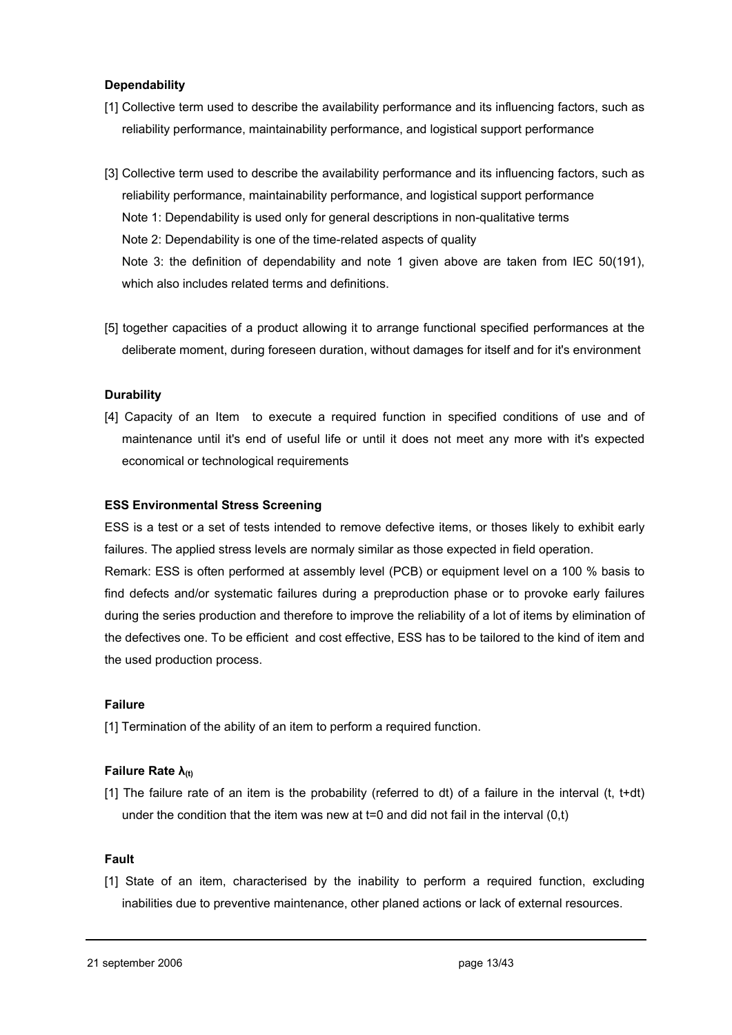**Dependability**

[1] Collective term used to describe the availability performance and its influencing factors, such as reliability performance, maintainability performance, and logistical support performance

[3] Collective term used to describe the availability performance and its influencing factors, such as reliability performance, maintainability performance, and logistical support performance
Note 1: Dependability is used only for general descriptions in non-qualitative terms
Note 2: Dependability is one of the time-related aspects of quality
Note 3: the definition of dependability and note 1 given above are taken from IEC 50(191), which also includes related terms and definitions.

[5] together capacities of a product allowing it to arrange functional specified performances at the deliberate moment, during foreseen duration, without damages for itself and for it's environment

**Durability**

[4] Capacity of an Item to execute a required function in specified conditions of use and of maintenance until it's end of useful life or until it does not meet any more with it's expected economical or technological requirements

**ESS Environmental Stress Screening**

ESS is a test or a set of tests intended to remove defective items, or thoses likely to exhibit early failures. The applied stress levels are normaly similar as those expected in field operation.
Remark: ESS is often performed at assembly level (PCB) or equipment level on a 100 % basis to find defects and/or systematic failures during a preproduction phase or to provoke early failures during the series production and therefore to improve the reliability of a lot of items by elimination of the defectives one. To be efficient and cost effective, ESS has to be tailored to the kind of item and the used production process.

**Failure**

[1] Termination of the ability of an item to perform a required function.

**Failure Rate $\lambda_{(t)}$**

[1] The failure rate of an item is the probability (referred to dt) of a failure in the interval (t, t+dt) under the condition that the item was new at t=0 and did not fail in the interval (0,t)

**Fault**

[1] State of an item, characterised by the inability to perform a required function, excluding inabilities due to preventive maintenance, other planed actions or lack of external resources.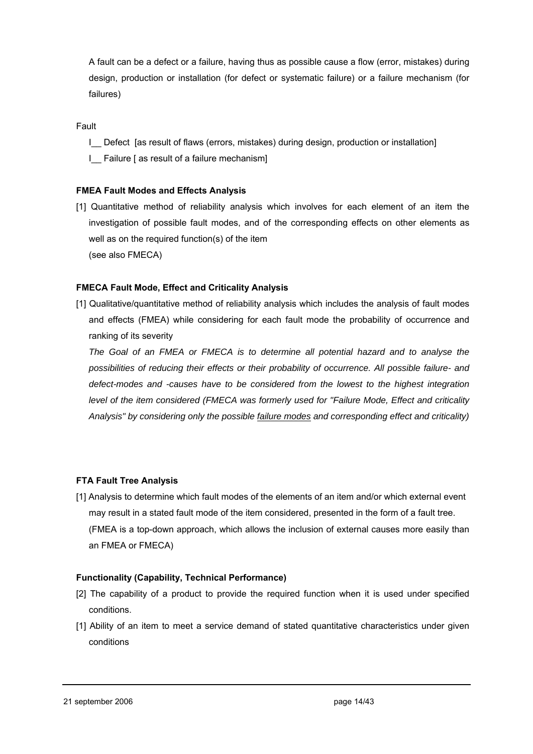A fault can be a defect or a failure, having thus as possible cause a flow (error, mistakes) during design, production or installation (for defect or systematic failure) or a failure mechanism (for failures)

Fault

I__ Defect [as result of flaws (errors, mistakes) during design, production or installation]

I__ Failure [ as result of a failure mechanism]

**FMEA Fault Modes and Effects Analysis**

[1] Quantitative method of reliability analysis which involves for each element of an item the investigation of possible fault modes, and of the corresponding effects on other elements as well as on the required function(s) of the item
(see also FMECA)

**FMECA Fault Mode, Effect and Criticality Analysis**

[1] Qualitative/quantitative method of reliability analysis which includes the analysis of fault modes and effects (FMEA) while considering for each fault mode the probability of occurrence and ranking of its severity

*The Goal of an FMEA or FMECA is to determine all potential hazard and to analyse the possibilities of reducing their effects or their probability of occurrence. All possible failure- and defect-modes and -causes have to be considered from the lowest to the highest integration level of the item considered (FMECA was formerly used for "Failure Mode, Effect and criticality Analysis" by considering only the possible <u>failure modes</u> and corresponding effect and criticality)*

**FTA Fault Tree Analysis**

[1] Analysis to determine which fault modes of the elements of an item and/or which external event may result in a stated fault mode of the item considered, presented in the form of a fault tree.
(FMEA is a top-down approach, which allows the inclusion of external causes more easily than an FMEA or FMECA)

**Functionality (Capability, Technical Performance)**

[2] The capability of a product to provide the required function when it is used under specified conditions.

[1] Ability of an item to meet a service demand of stated quantitative characteristics under given conditions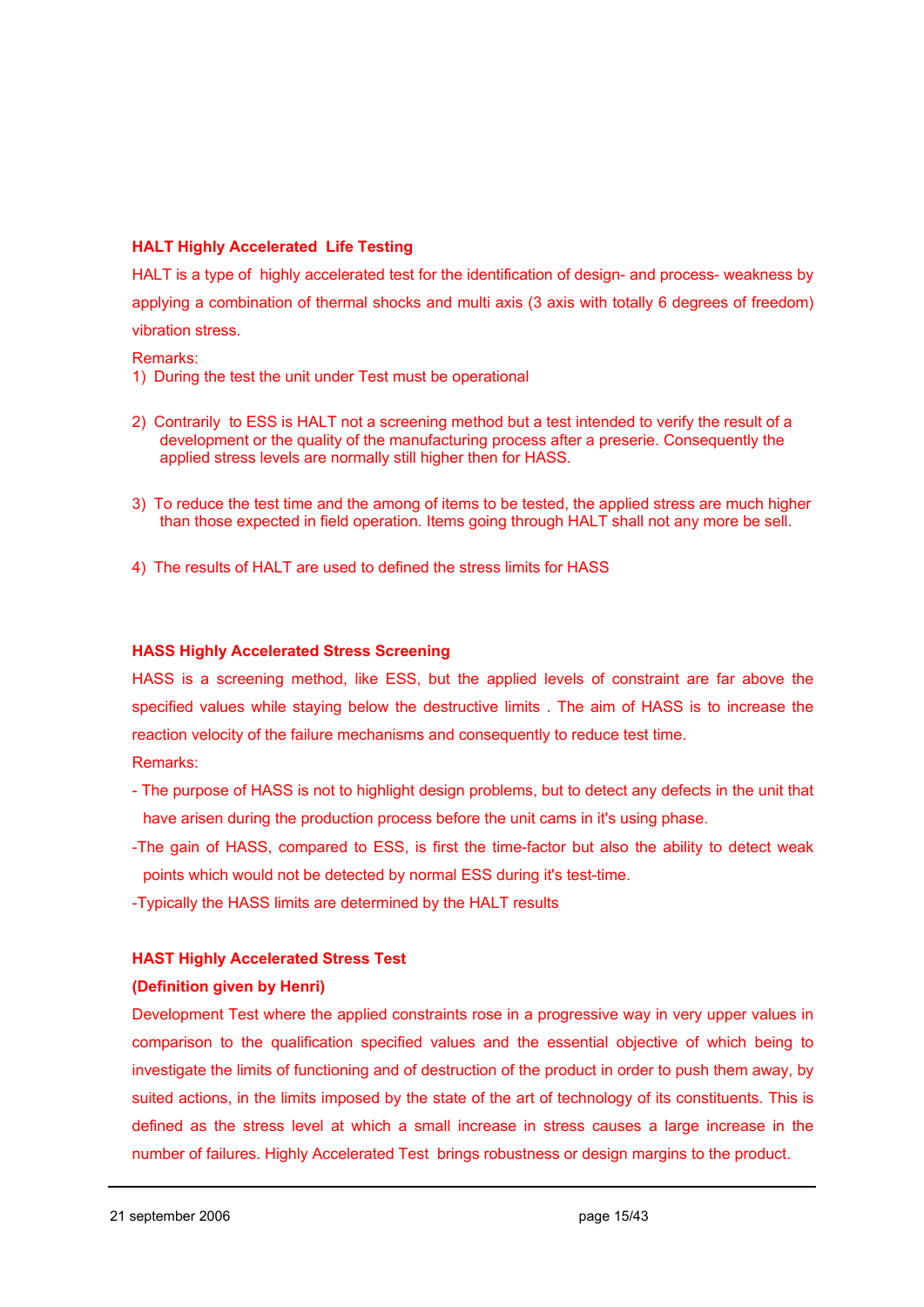**HALT Highly Accelerated Life Testing**

HALT is a type of highly accelerated test for the identification of design- and process- weakness by applying a combination of thermal shocks and multi axis (3 axis with totally 6 degrees of freedom) vibration stress.

Remarks:

1) During the test the unit under Test must be operational

2) Contrarily to ESS is HALT not a screening method but a test intended to verify the result of a development or the quality of the manufacturing process after a preserie. Consequently the applied stress levels are normally still higher then for HASS.

3) To reduce the test time and the among of items to be tested, the applied stress are much higher than those expected in field operation. Items going through HALT shall not any more be sell.

4) The results of HALT are used to defined the stress limits for HASS

**HASS Highly Accelerated Stress Screening**

HASS is a screening method, like ESS, but the applied levels of constraint are far above the specified values while staying below the destructive limits . The aim of HASS is to increase the reaction velocity of the failure mechanisms and consequently to reduce test time.

Remarks:

- The purpose of HASS is not to highlight design problems, but to detect any defects in the unit that have arisen during the production process before the unit cams in it's using phase.
- The gain of HASS, compared to ESS, is first the time-factor but also the ability to detect weak points which would not be detected by normal ESS during it's test-time.
- Typically the HASS limits are determined by the HALT results

**HAST Highly Accelerated Stress Test**

**(Definition given by Henri)**

Development Test where the applied constraints rose in a progressive way in very upper values in comparison to the qualification specified values and the essential objective of which being to investigate the limits of functioning and of destruction of the product in order to push them away, by suited actions, in the limits imposed by the state of the art of technology of its constituents. This is defined as the stress level at which a small increase in stress causes a large increase in the number of failures. Highly Accelerated Test brings robustness or design margins to the product.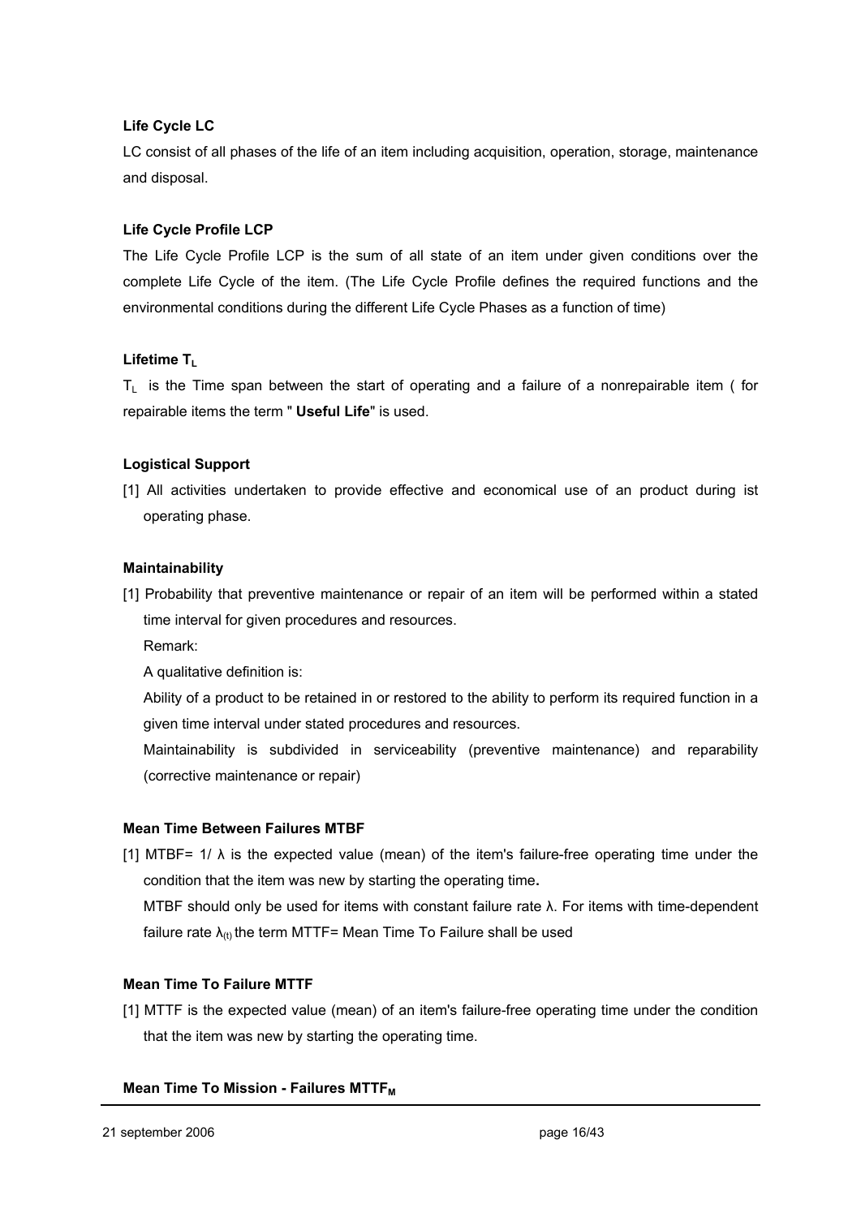**Life Cycle LC**

LC consist of all phases of the life of an item including acquisition, operation, storage, maintenance and disposal.

**Life Cycle Profile LCP**

The Life Cycle Profile LCP is the sum of all state of an item under given conditions over the complete Life Cycle of the item. (The Life Cycle Profile defines the required functions and the environmental conditions during the different Life Cycle Phases as a function of time)

**Lifetime $T_L$**

$T_L$ is the Time span between the start of operating and a failure of a nonrepairable item ( for repairable items the term " **Useful Life**" is used.

**Logistical Support**

[1] All activities undertaken to provide effective and economical use of an product during ist operating phase.

**Maintainability**

[1] Probability that preventive maintenance or repair of an item will be performed within a stated time interval for given procedures and resources.

Remark:

A qualitative definition is:

Ability of a product to be retained in or restored to the ability to perform its required function in a given time interval under stated procedures and resources.

Maintainability is subdivided in serviceability (preventive maintenance) and reparability (corrective maintenance or repair)

**Mean Time Between Failures MTBF**

[1] MTBF= $1/\lambda$ is the expected value (mean) of the item's failure-free operating time under the condition that the item was new by starting the operating time**.**

MTBF should only be used for items with constant failure rate $\lambda$. For items with time-dependent failure rate $\lambda_{(t)}$ the term MTTF= Mean Time To Failure shall be used

**Mean Time To Failure MTTF**

[1] MTTF is the expected value (mean) of an item's failure-free operating time under the condition that the item was new by starting the operating time.

**Mean Time To Mission - Failures $MTTF_M$**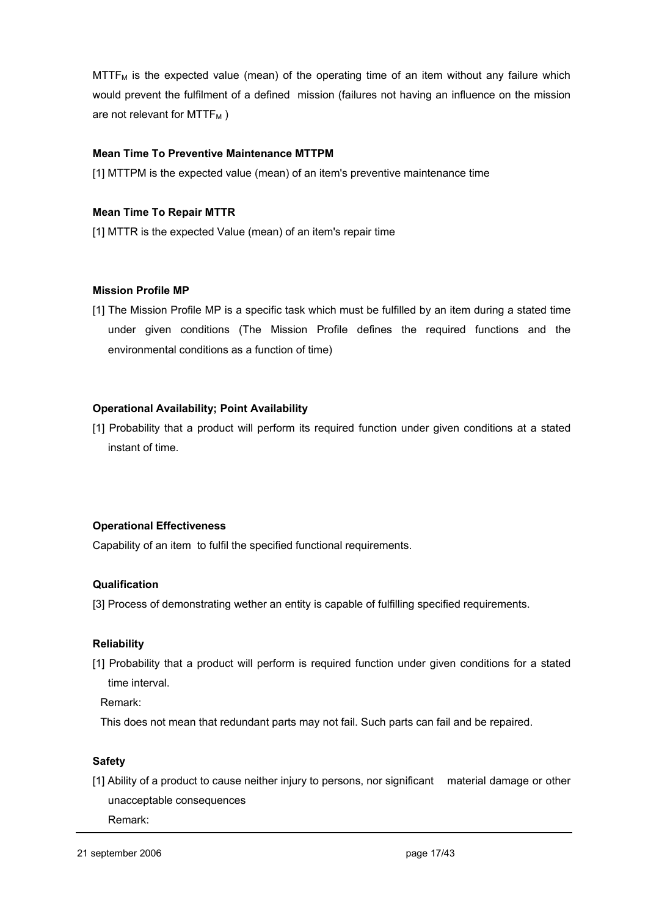$MTTF_M$ is the expected value (mean) of the operating time of an item without any failure which would prevent the fulfilment of a defined mission (failures not having an influence on the mission are not relevant for $MTTF_M$ )

**Mean Time To Preventive Maintenance MTTPM**

[1] MTTPM is the expected value (mean) of an item's preventive maintenance time

**Mean Time To Repair MTTR**

[1] MTTR is the expected Value (mean) of an item's repair time

**Mission Profile MP**

[1] The Mission Profile MP is a specific task which must be fulfilled by an item during a stated time under given conditions (The Mission Profile defines the required functions and the environmental conditions as a function of time)

**Operational Availability; Point Availability**

[1] Probability that a product will perform its required function under given conditions at a stated instant of time.

**Operational Effectiveness**

Capability of an item to fulfil the specified functional requirements.

**Qualification**

[3] Process of demonstrating wether an entity is capable of fulfilling specified requirements.

**Reliability**

[1] Probability that a product will perform is required function under given conditions for a stated time interval.

Remark:

This does not mean that redundant parts may not fail. Such parts can fail and be repaired.

**Safety**

[1] Ability of a product to cause neither injury to persons, nor significant material damage or other unacceptable consequences

Remark: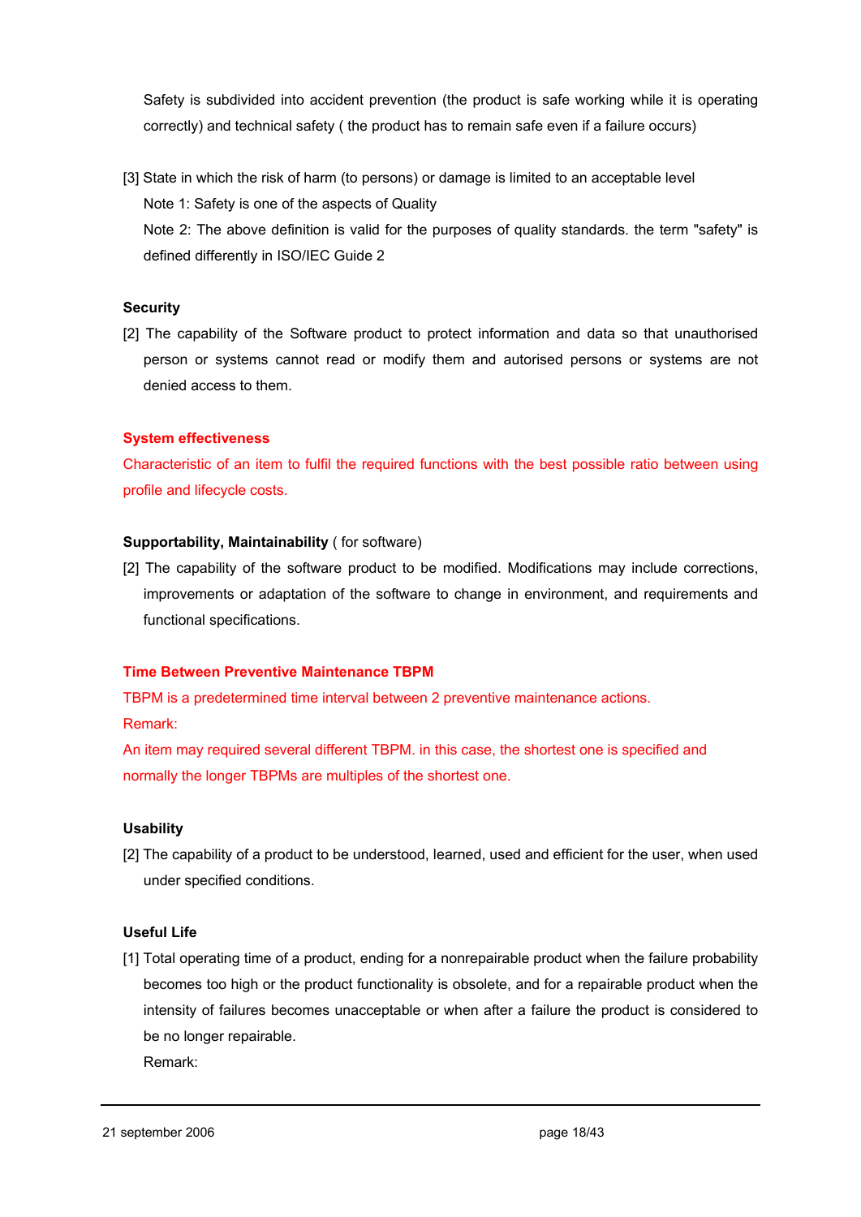Safety is subdivided into accident prevention (the product is safe working while it is operating correctly) and technical safety ( the product has to remain safe even if a failure occurs)

[3] State in which the risk of harm (to persons) or damage is limited to an acceptable level
Note 1: Safety is one of the aspects of Quality
Note 2: The above definition is valid for the purposes of quality standards. the term "safety" is defined differently in ISO/IEC Guide 2

**Security**

[2] The capability of the Software product to protect information and data so that unauthorised person or systems cannot read or modify them and autorised persons or systems are not denied access to them.

**System effectiveness**

Characteristic of an item to fulfil the required functions with the best possible ratio between using profile and lifecycle costs.

**Supportability, Maintainability** ( for software)

[2] The capability of the software product to be modified. Modifications may include corrections, improvements or adaptation of the software to change in environment, and requirements and functional specifications.

**Time Between Preventive Maintenance TBPM**

TBPM is a predetermined time interval between 2 preventive maintenance actions.
Remark:
An item may required several different TBPM. in this case, the shortest one is specified and normally the longer TBPMs are multiples of the shortest one.

**Usability**

[2] The capability of a product to be understood, learned, used and efficient for the user, when used under specified conditions.

**Useful Life**

[1] Total operating time of a product, ending for a nonrepairable product when the failure probability becomes too high or the product functionality is obsolete, and for a repairable product when the intensity of failures becomes unacceptable or when after a failure the product is considered to be no longer repairable.
Remark: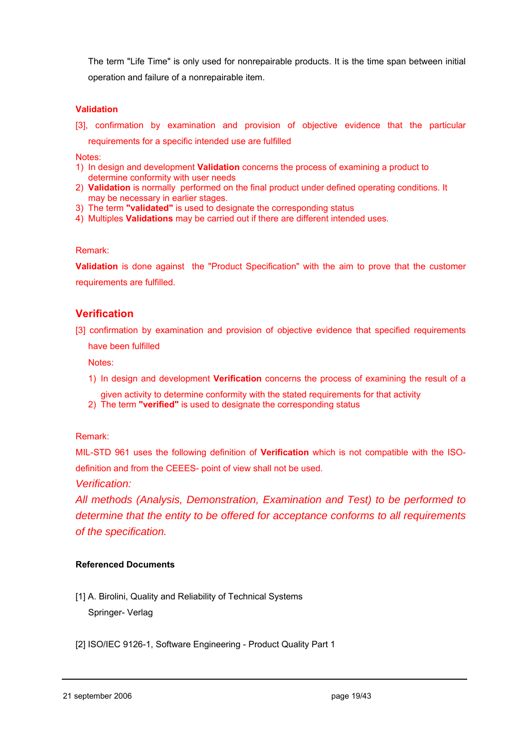The term "Life Time" is only used for nonrepairable products. It is the time span between initial operation and failure of a nonrepairable item.

**Validation**

[3], confirmation by examination and provision of objective evidence that the particular requirements for a specific intended use are fulfilled

Notes:

1) In design and development **Validation** concerns the process of examining a product to determine conformity with user needs
2) **Validation** is normally performed on the final product under defined operating conditions. It may be necessary in earlier stages.
3) The term **"validated"** is used to designate the corresponding status
4) Multiples **Validations** may be carried out if there are different intended uses.

Remark:

**Validation** is done against the "Product Specification" with the aim to prove that the customer requirements are fulfilled.

## Verification

[3] confirmation by examination and provision of objective evidence that specified requirements have been fulfilled

Notes:

1) In design and development **Verification** concerns the process of examining the result of a given activity to determine conformity with the stated requirements for that activity
2) The term **"verified"** is used to designate the corresponding status

Remark:

MIL-STD 961 uses the following definition of **Verification** which is not compatible with the ISO-definition and from the CEEES- point of view shall not be used.

*Verification:*

*All methods (Analysis, Demonstration, Examination and Test) to be performed to determine that the entity to be offered for acceptance conforms to all requirements of the specification.*

**Referenced Documents**

[1] A. Birolini, Quality and Reliability of Technical Systems
Springer- Verlag

[2] ISO/IEC 9126-1, Software Engineering - Product Quality Part 1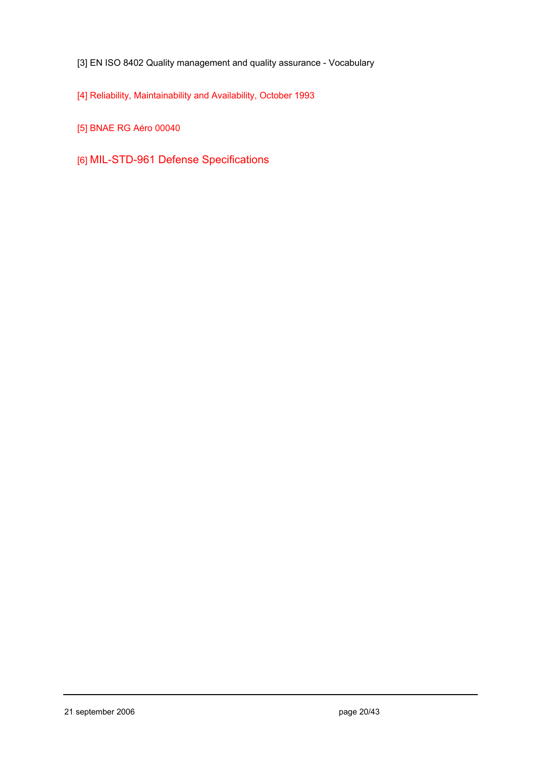[3] EN ISO 8402 Quality management and quality assurance - Vocabulary

[4] Reliability, Maintainability and Availability, October 1993

[5] BNAE RG Aéro 00040

[6] MIL-STD-961 Defense Specifications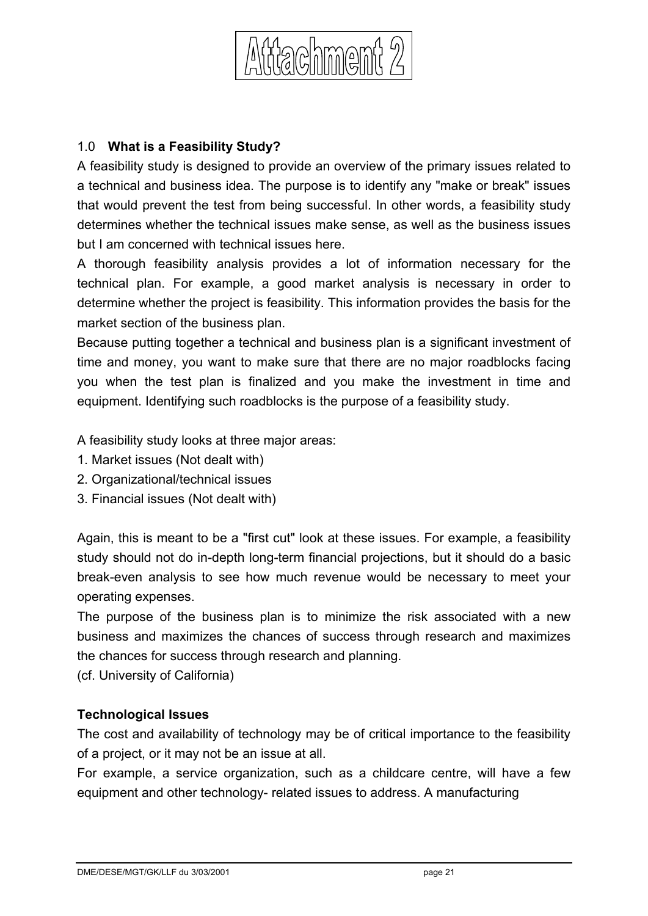# Attachment 2

## 1.0 What is a Feasibility Study?

A feasibility study is designed to provide an overview of the primary issues related to a technical and business idea. The purpose is to identify any "make or break" issues that would prevent the test from being successful. In other words, a feasibility study determines whether the technical issues make sense, as well as the business issues but I am concerned with technical issues here.

A thorough feasibility analysis provides a lot of information necessary for the technical plan. For example, a good market analysis is necessary in order to determine whether the project is feasibility. This information provides the basis for the market section of the business plan.

Because putting together a technical and business plan is a significant investment of time and money, you want to make sure that there are no major roadblocks facing you when the test plan is finalized and you make the investment in time and equipment. Identifying such roadblocks is the purpose of a feasibility study.

A feasibility study looks at three major areas:

1. Market issues (Not dealt with)
2. Organizational/technical issues
3. Financial issues (Not dealt with)

Again, this is meant to be a "first cut" look at these issues. For example, a feasibility study should not do in-depth long-term financial projections, but it should do a basic break-even analysis to see how much revenue would be necessary to meet your operating expenses.

The purpose of the business plan is to minimize the risk associated with a new business and maximizes the chances of success through research and maximizes the chances for success through research and planning.

(cf. University of California)

### Technological Issues

The cost and availability of technology may be of critical importance to the feasibility of a project, or it may not be an issue at all.

For example, a service organization, such as a childcare centre, will have a few equipment and other technology- related issues to address. A manufacturing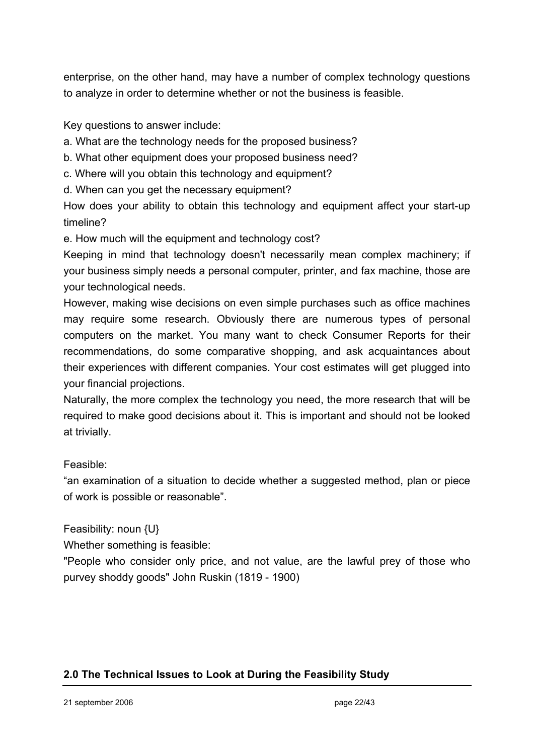enterprise, on the other hand, may have a number of complex technology questions to analyze in order to determine whether or not the business is feasible.

Key questions to answer include:

a. What are the technology needs for the proposed business?
b. What other equipment does your proposed business need?
c. Where will you obtain this technology and equipment?
d. When can you get the necessary equipment?
How does your ability to obtain this technology and equipment affect your start-up timeline?
e. How much will the equipment and technology cost?

Keeping in mind that technology doesn't necessarily mean complex machinery; if your business simply needs a personal computer, printer, and fax machine, those are your technological needs.

However, making wise decisions on even simple purchases such as office machines may require some research. Obviously there are numerous types of personal computers on the market. You many want to check Consumer Reports for their recommendations, do some comparative shopping, and ask acquaintances about their experiences with different companies. Your cost estimates will get plugged into your financial projections.

Naturally, the more complex the technology you need, the more research that will be required to make good decisions about it. This is important and should not be looked at trivially.

Feasible:
"an examination of a situation to decide whether a suggested method, plan or piece of work is possible or reasonable".

Feasibility: noun {U}
Whether something is feasible:
"People who consider only price, and not value, are the lawful prey of those who purvey shoddy goods" John Ruskin (1819 - 1900)

## 2.0 The Technical Issues to Look at During the Feasibility Study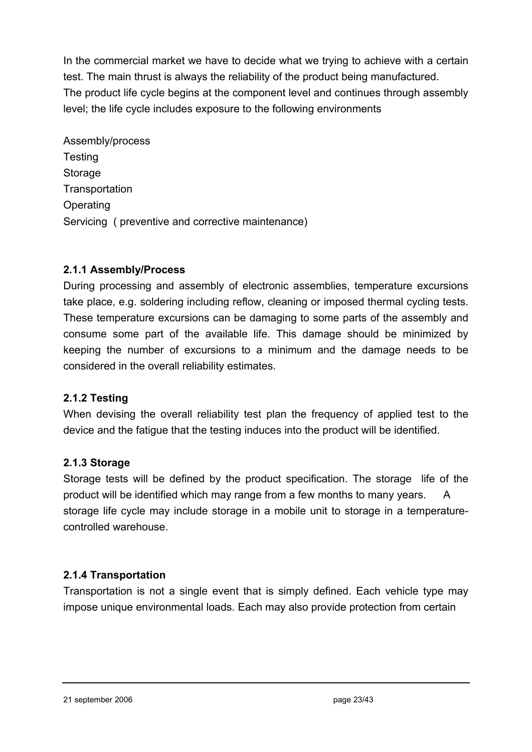In the commercial market we have to decide what we trying to achieve with a certain test. The main thrust is always the reliability of the product being manufactured. The product life cycle begins at the component level and continues through assembly level; the life cycle includes exposure to the following environments

Assembly/process
Testing
Storage
Transportation
Operating
Servicing ( preventive and corrective maintenance)

### 2.1.1 Assembly/Process

During processing and assembly of electronic assemblies, temperature excursions take place, e.g. soldering including reflow, cleaning or imposed thermal cycling tests. These temperature excursions can be damaging to some parts of the assembly and consume some part of the available life. This damage should be minimized by keeping the number of excursions to a minimum and the damage needs to be considered in the overall reliability estimates.

### 2.1.2 Testing

When devising the overall reliability test plan the frequency of applied test to the device and the fatigue that the testing induces into the product will be identified.

### 2.1.3 Storage

Storage tests will be defined by the product specification. The storage life of the product will be identified which may range from a few months to many years. A storage life cycle may include storage in a mobile unit to storage in a temperature-controlled warehouse.

### 2.1.4 Transportation

Transportation is not a single event that is simply defined. Each vehicle type may impose unique environmental loads. Each may also provide protection from certain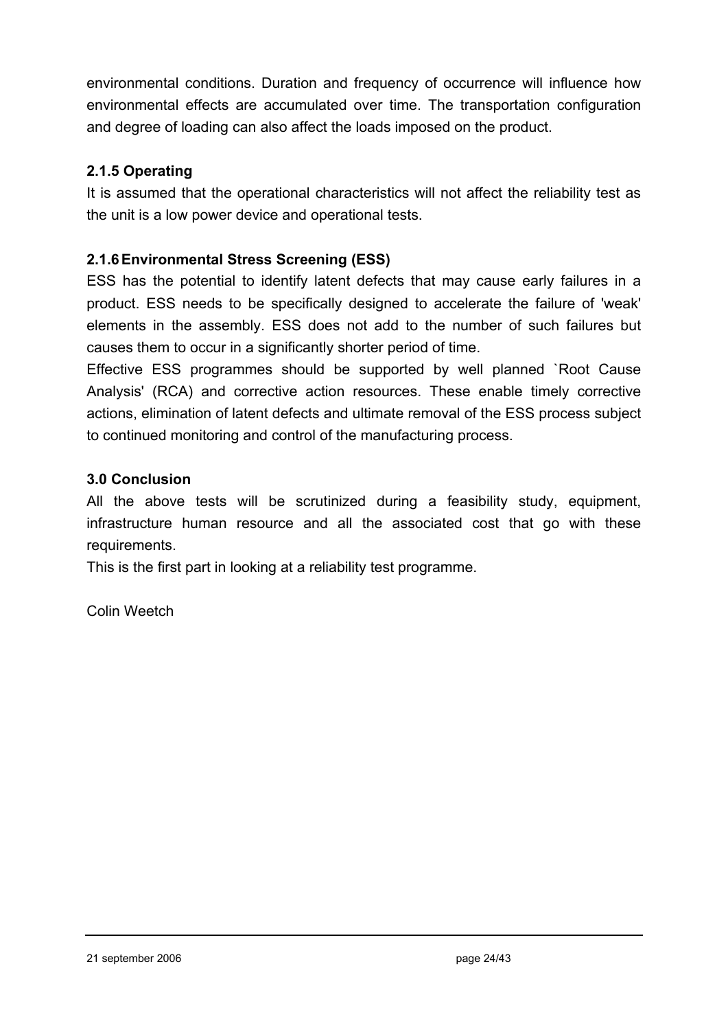environmental conditions. Duration and frequency of occurrence will influence how environmental effects are accumulated over time. The transportation configuration and degree of loading can also affect the loads imposed on the product.

### 2.1.5 Operating

It is assumed that the operational characteristics will not affect the reliability test as the unit is a low power device and operational tests.

### 2.1.6 Environmental Stress Screening (ESS)

ESS has the potential to identify latent defects that may cause early failures in a product. ESS needs to be specifically designed to accelerate the failure of 'weak' elements in the assembly. ESS does not add to the number of such failures but causes them to occur in a significantly shorter period of time.

Effective ESS programmes should be supported by well planned `Root Cause Analysis' (RCA) and corrective action resources. These enable timely corrective actions, elimination of latent defects and ultimate removal of the ESS process subject to continued monitoring and control of the manufacturing process.

## 3.0 Conclusion

All the above tests will be scrutinized during a feasibility study, equipment, infrastructure human resource and all the associated cost that go with these requirements.

This is the first part in looking at a reliability test programme.

Colin Weetch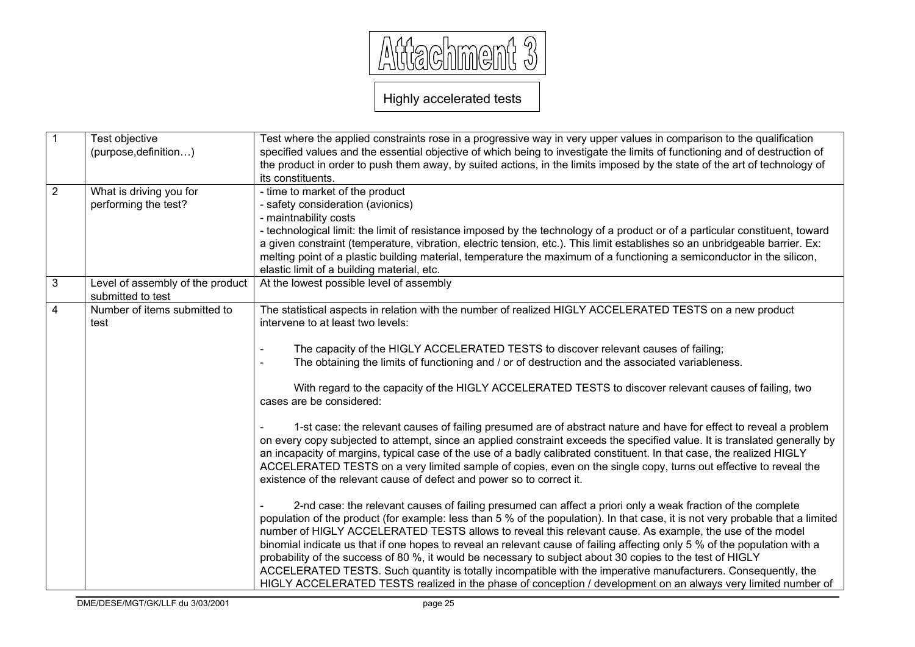# Attachment 3

## Highly accelerated tests

| | | |
|---|---|---|
| 1 | Test objective (purpose,definition…) | Test where the applied constraints rose in a progressive way in very upper values in comparison to the qualification specified values and the essential objective of which being to investigate the limits of functioning and of destruction of the product in order to push them away, by suited actions, in the limits imposed by the state of the art of technology of its constituents. |
| 2 | What is driving you for performing the test? | - time to market of the product<br>- safety consideration (avionics)<br>- maintnability costs<br>- technological limit: the limit of resistance imposed by the technology of a product or of a particular constituent, toward a given constraint (temperature, vibration, electric tension, etc.). This limit establishes so an unbridgeable barrier. Ex: melting point of a plastic building material, temperature the maximum of a functioning a semiconductor in the silicon, elastic limit of a building material, etc. |
| 3 | Level of assembly of the product submitted to test | At the lowest possible level of assembly |
| 4 | Number of items submitted to test | The statistical aspects in relation with the number of realized HIGLY ACCELERATED TESTS on a new product intervene to at least two levels:<br><br>- The capacity of the HIGLY ACCELERATED TESTS to discover relevant causes of failing;<br>- The obtaining the limits of functioning and / or of destruction and the associated variableness.<br><br>With regard to the capacity of the HIGLY ACCELERATED TESTS to discover relevant causes of failing, two cases are be considered:<br><br>- 1-st case: the relevant causes of failing presumed are of abstract nature and have for effect to reveal a problem on every copy subjected to attempt, since an applied constraint exceeds the specified value. It is translated generally by an incapacity of margins, typical case of the use of a badly calibrated constituent. In that case, the realized HIGLY ACCELERATED TESTS on a very limited sample of copies, even on the single copy, turns out effective to reveal the existence of the relevant cause of defect and power so to correct it.<br><br>- 2-nd case: the relevant causes of failing presumed can affect a priori only a weak fraction of the complete population of the product (for example: less than 5 % of the population). In that case, it is not very probable that a limited number of HIGLY ACCELERATED TESTS allows to reveal this relevant cause. As example, the use of the model binomial indicate us that if one hopes to reveal an relevant cause of failing affecting only 5 % of the population with a probability of the success of 80 %, it would be necessary to subject about 30 copies to the test of HIGLY ACCELERATED TESTS. Such quantity is totally incompatible with the imperative manufacturers. Consequently, the HIGLY ACCELERATED TESTS realized in the phase of conception / development on an always very limited number of |

DME/DESE/MGT/GK/LLF du 3/03/2001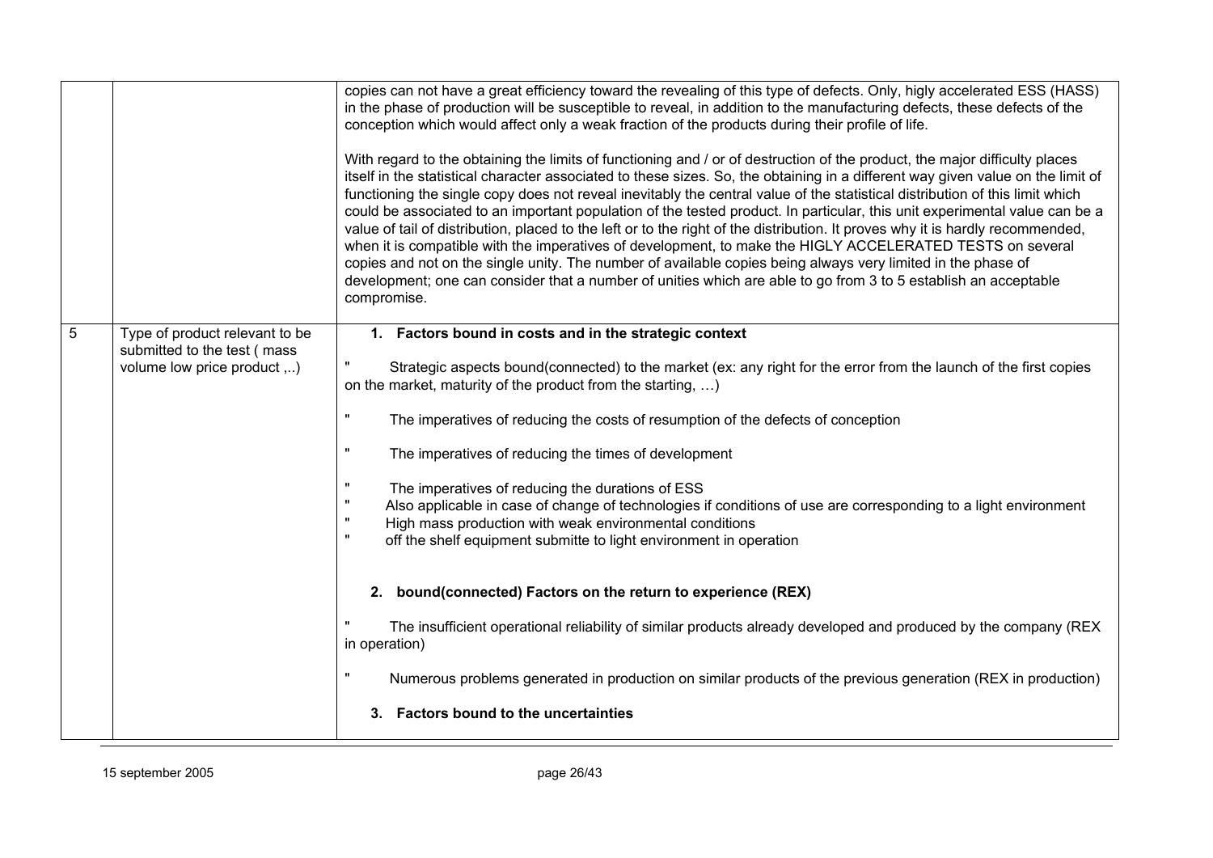| | | |
|---|---|---|
| | | copies can not have a great efficiency toward the revealing of this type of defects. Only, higly accelerated ESS (HASS) in the phase of production will be susceptible to reveal, in addition to the manufacturing defects, these defects of the conception which would affect only a weak fraction of the products during their profile of life.<br><br>With regard to the obtaining the limits of functioning and / or of destruction of the product, the major difficulty places itself in the statistical character associated to these sizes. So, the obtaining in a different way given value on the limit of functioning the single copy does not reveal inevitably the central value of the statistical distribution of this limit which could be associated to an important population of the tested product. In particular, this unit experimental value can be a value of tail of distribution, placed to the left or to the right of the distribution. It proves why it is hardly recommended, when it is compatible with the imperatives of development, to make the HIGLY ACCELERATED TESTS on several copies and not on the single unity. The number of available copies being always very limited in the phase of development; one can consider that a number of unities which are able to go from 3 to 5 establish an acceptable compromise. |
| 5 | Type of product relevant to be submitted to the test ( mass volume low price product ,..) | **1. Factors bound in costs and in the strategic context**<br><br>" Strategic aspects bound(connected) to the market (ex: any right for the error from the launch of the first copies on the market, maturity of the product from the starting, …)<br><br>" The imperatives of reducing the costs of resumption of the defects of conception<br><br>" The imperatives of reducing the times of development<br><br>" The imperatives of reducing the durations of ESS<br>" Also applicable in case of change of technologies if conditions of use are corresponding to a light environment<br>" High mass production with weak environmental conditions<br>" off the shelf equipment submitte to light environment in operation<br><br>**2. bound(connected) Factors on the return to experience (REX)**<br><br>" The insufficient operational reliability of similar products already developed and produced by the company (REX in operation)<br><br>" Numerous problems generated in production on similar products of the previous generation (REX in production)<br><br>**3. Factors bound to the uncertainties** |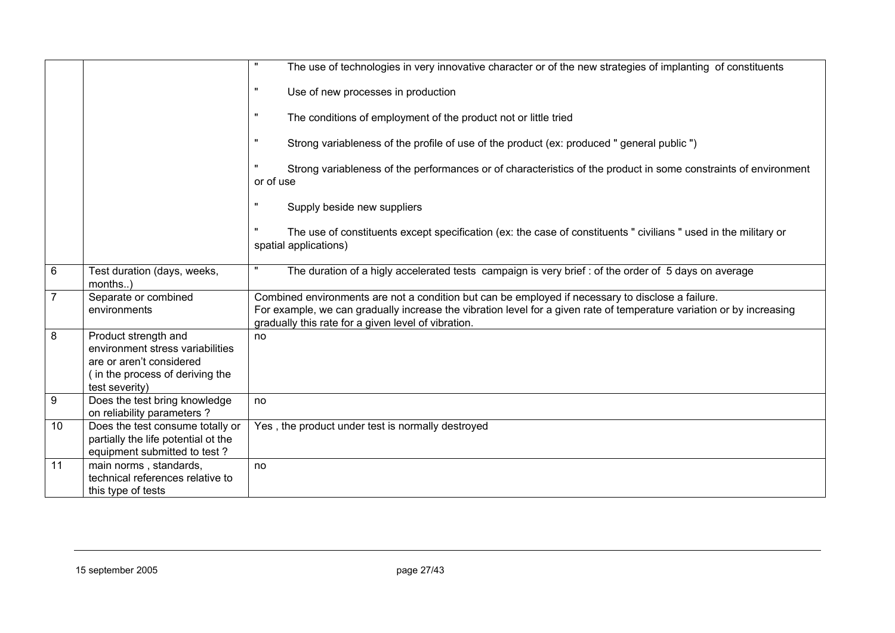| | | |
|---|---|---|
| | | " The use of technologies in very innovative character or of the new strategies of implanting of constituents<br><br>" Use of new processes in production<br><br>" The conditions of employment of the product not or little tried<br><br>" Strong variableness of the profile of use of the product (ex: produced " general public ")<br><br>" Strong variableness of the performances or of characteristics of the product in some constraints of environment or of use<br><br>" Supply beside new suppliers<br><br>" The use of constituents except specification (ex: the case of constituents " civilians " used in the military or spatial applications) |
| 6 | Test duration (days, weeks, months..) | " The duration of a higly accelerated tests campaign is very brief : of the order of 5 days on average |
| 7 | Separate or combined environments | Combined environments are not a condition but can be employed if necessary to disclose a failure.<br>For example, we can gradually increase the vibration level for a given rate of temperature variation or by increasing gradually this rate for a given level of vibration. |
| 8 | Product strength and environment stress variabilities are or aren't considered ( in the process of deriving the test severity) | no |
| 9 | Does the test bring knowledge on reliability parameters ? | no |
| 10 | Does the test consume totally or partially the life potential ot the equipment submitted to test ? | Yes , the product under test is normally destroyed |
| 11 | main norms , standards, technical references relative to this type of tests | no |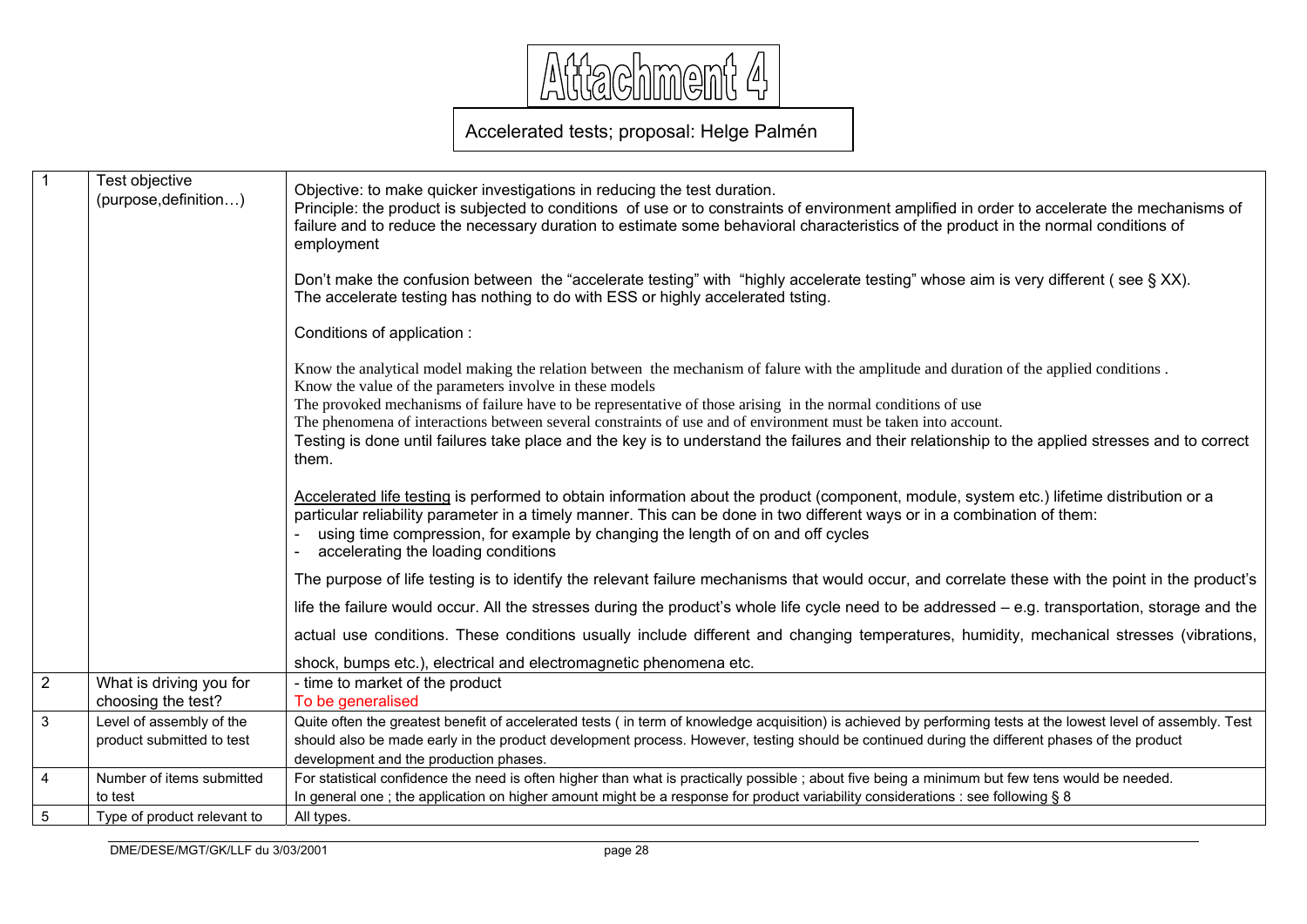# Attachment 4

Accelerated tests; proposal: Helge Palmén

| | | |
|---|---|---|
| 1 | Test objective (purpose,definition…) | Objective: to make quicker investigations in reducing the test duration.<br>Principle: the product is subjected to conditions of use or to constraints of environment amplified in order to accelerate the mechanisms of failure and to reduce the necessary duration to estimate some behavioral characteristics of the product in the normal conditions of employment<br><br>Don't make the confusion between the "accelerate testing" with "highly accelerate testing" whose aim is very different ( see § XX).<br>The accelerate testing has nothing to do with ESS or highly accelerated tsting.<br><br>Conditions of application :<br><br>Know the analytical model making the relation between the mechanism of falure with the amplitude and duration of the applied conditions .<br>Know the value of the parameters involve in these models<br>The provoked mechanisms of failure have to be representative of those arising in the normal conditions of use<br>The phenomena of interactions between several constraints of use and of environment must be taken into account.<br>Testing is done until failures take place and the key is to understand the failures and their relationship to the applied stresses and to correct them.<br><br>Accelerated life testing is performed to obtain information about the product (component, module, system etc.) lifetime distribution or a particular reliability parameter in a timely manner. This can be done in two different ways or in a combination of them:<br>- using time compression, for example by changing the length of on and off cycles<br>- accelerating the loading conditions<br><br>The purpose of life testing is to identify the relevant failure mechanisms that would occur, and correlate these with the point in the product's life the failure would occur. All the stresses during the product's whole life cycle need to be addressed – e.g. transportation, storage and the actual use conditions. These conditions usually include different and changing temperatures, humidity, mechanical stresses (vibrations, shock, bumps etc.), electrical and electromagnetic phenomena etc. |
| 2 | What is driving you for choosing the test? | - time to market of the product<br>To be generalised |
| 3 | Level of assembly of the product submitted to test | Quite often the greatest benefit of accelerated tests ( in term of knowledge acquisition) is achieved by performing tests at the lowest level of assembly. Test should also be made early in the product development process. However, testing should be continued during the different phases of the product development and the production phases. |
| 4 | Number of items submitted to test | For statistical confidence the need is often higher than what is practically possible ; about five being a minimum but few tens would be needed.<br>In general one ; the application on higher amount might be a response for product variability considerations : see following § 8 |
| 5 | Type of product relevant to | All types. |

DME/DESE/MGT/GK/LLF du 3/03/2001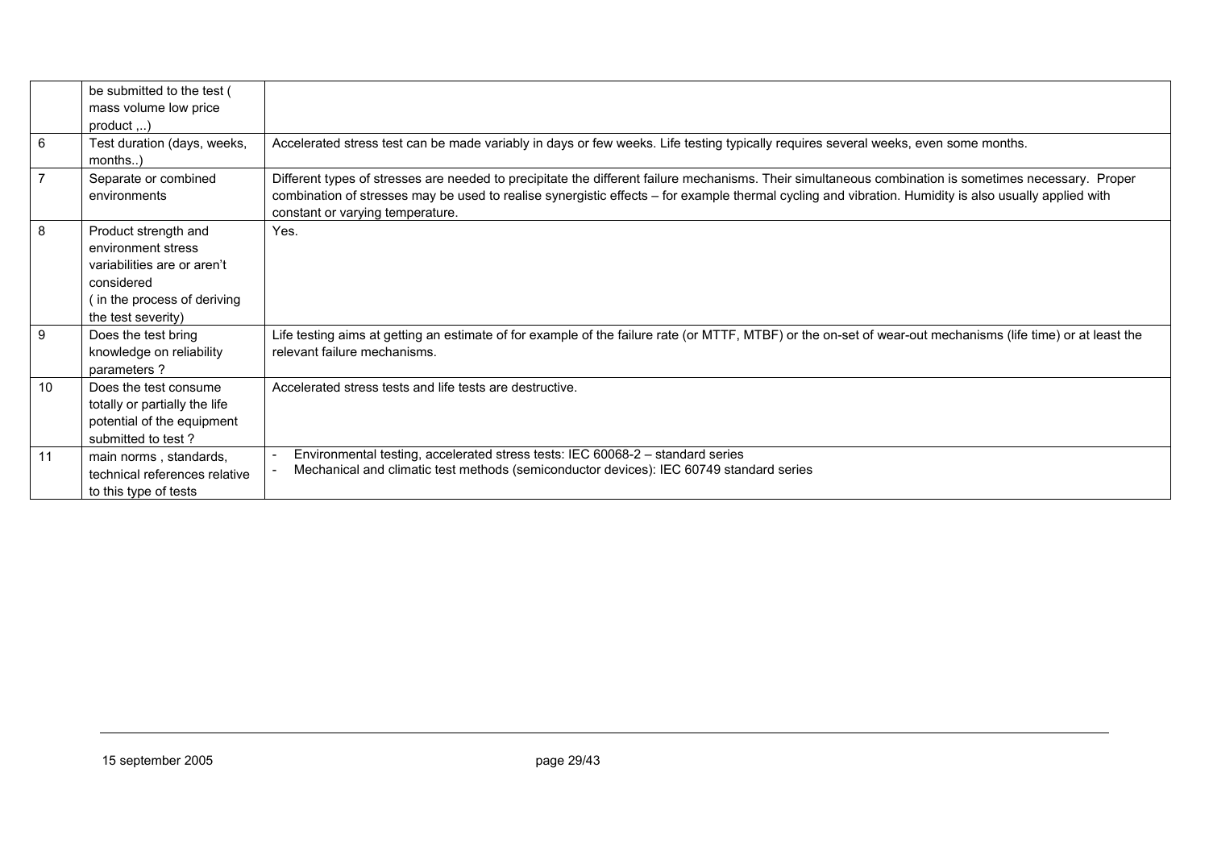| | | |
|---|---|---|
| | be submitted to the test ( mass volume low price product ,..) | |
| 6 | Test duration (days, weeks, months..) | Accelerated stress test can be made variably in days or few weeks. Life testing typically requires several weeks, even some months. |
| 7 | Separate or combined environments | Different types of stresses are needed to precipitate the different failure mechanisms. Their simultaneous combination is sometimes necessary. Proper combination of stresses may be used to realise synergistic effects – for example thermal cycling and vibration. Humidity is also usually applied with constant or varying temperature. |
| 8 | Product strength and environment stress variabilities are or aren't considered ( in the process of deriving the test severity) | Yes. |
| 9 | Does the test bring knowledge on reliability parameters ? | Life testing aims at getting an estimate of for example of the failure rate (or MTTF, MTBF) or the on-set of wear-out mechanisms (life time) or at least the relevant failure mechanisms. |
| 10 | Does the test consume totally or partially the life potential of the equipment submitted to test ? | Accelerated stress tests and life tests are destructive. |
| 11 | main norms , standards, technical references relative to this type of tests | - Environmental testing, accelerated stress tests: IEC 60068-2 – standard series<br>- Mechanical and climatic test methods (semiconductor devices): IEC 60749 standard series |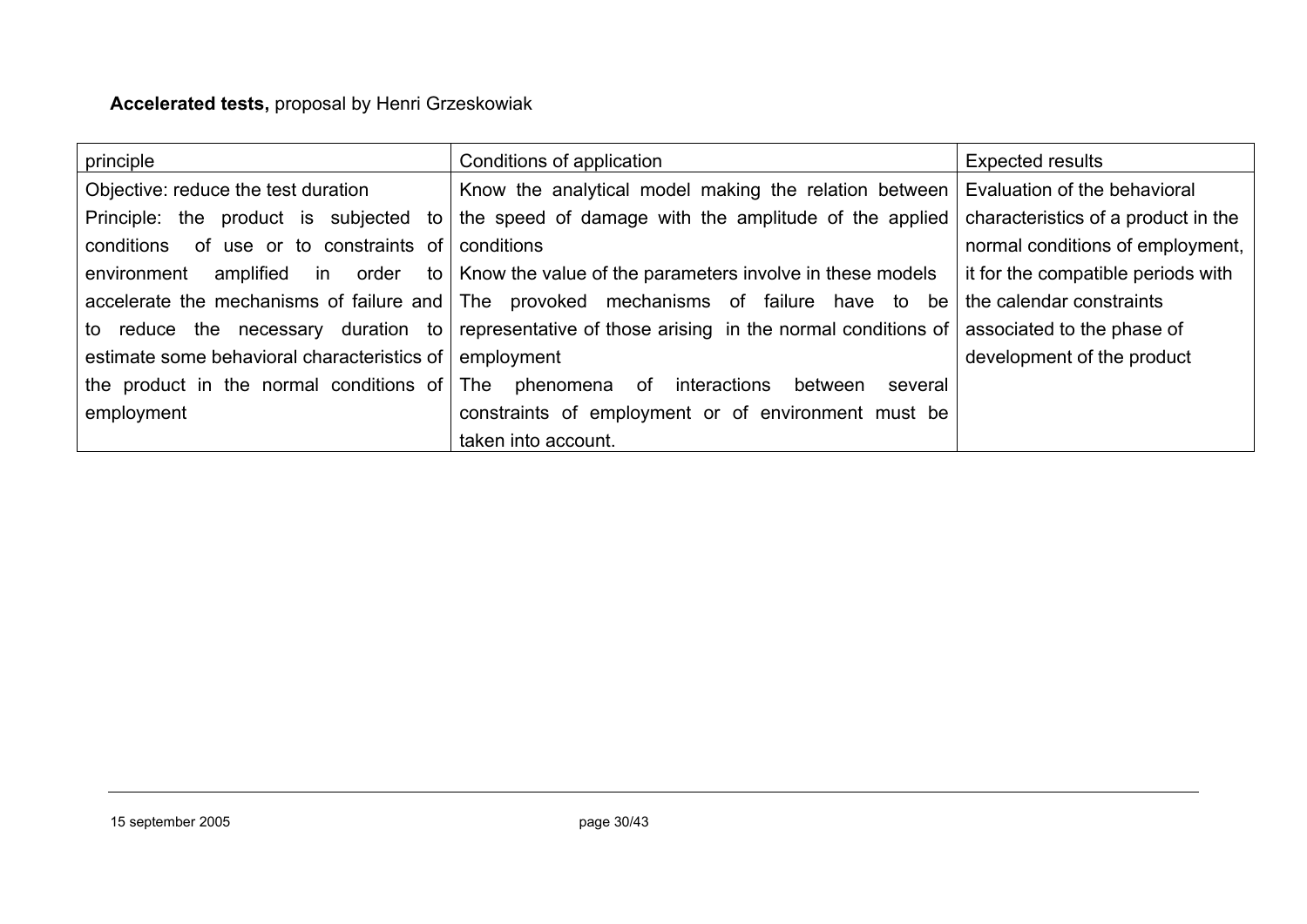**Accelerated tests,** proposal by Henri Grzeskowiak

| principle | Conditions of application | Expected results |
| --- | --- | --- |
| Objective: reduce the test duration<br>Principle: the product is subjected to conditions of use or to constraints of environment amplified in order to accelerate the mechanisms of failure and to reduce the necessary duration to estimate some behavioral characteristics of the product in the normal conditions of employment | Know the analytical model making the relation between the speed of damage with the amplitude of the applied conditions<br>Know the value of the parameters involve in these models<br>The provoked mechanisms of failure have to be representative of those arising in the normal conditions of employment<br>The phenomena of interactions between several constraints of employment or of environment must be taken into account. | Evaluation of the behavioral characteristics of a product in the normal conditions of employment, it for the compatible periods with the calendar constraints associated to the phase of development of the product |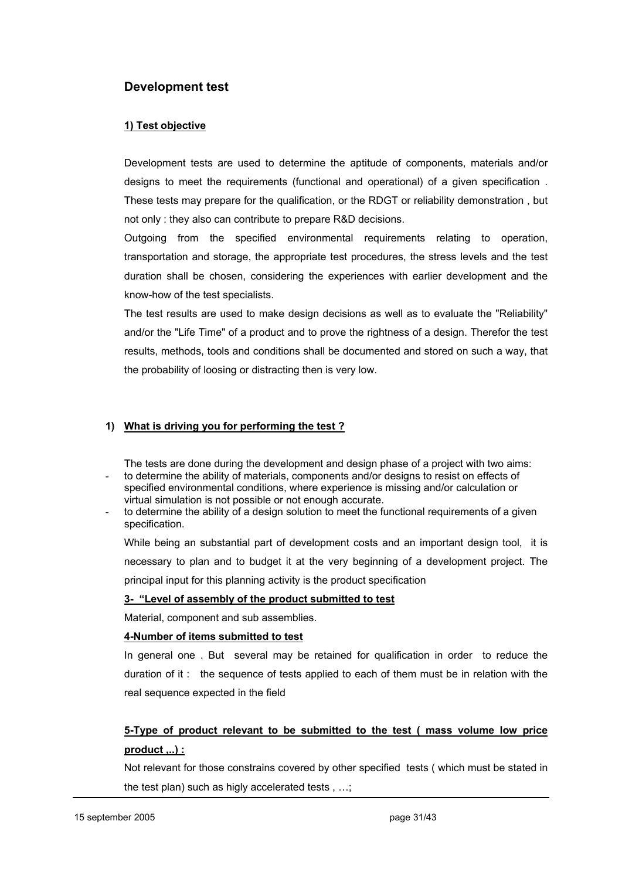## Development test

### 1) Test objective

Development tests are used to determine the aptitude of components, materials and/or designs to meet the requirements (functional and operational) of a given specification . These tests may prepare for the qualification, or the RDGT or reliability demonstration , but not only : they also can contribute to prepare R&D decisions.

Outgoing from the specified environmental requirements relating to operation, transportation and storage, the appropriate test procedures, the stress levels and the test duration shall be chosen, considering the experiences with earlier development and the know-how of the test specialists.

The test results are used to make design decisions as well as to evaluate the "Reliability" and/or the "Life Time" of a product and to prove the rightness of a design. Therefor the test results, methods, tools and conditions shall be documented and stored on such a way, that the probability of loosing or distracting then is very low.

### 1) What is driving you for performing the test ?

The tests are done during the development and design phase of a project with two aims:

- to determine the ability of materials, components and/or designs to resist on effects of specified environmental conditions, where experience is missing and/or calculation or virtual simulation is not possible or not enough accurate.
- to determine the ability of a design solution to meet the functional requirements of a given specification.

While being an substantial part of development costs and an important design tool, it is necessary to plan and to budget it at the very beginning of a development project. The principal input for this planning activity is the product specification

**3- "Level of assembly of the product submitted to test**

Material, component and sub assemblies.

**4-Number of items submitted to test**

In general one . But several may be retained for qualification in order to reduce the duration of it : the sequence of tests applied to each of them must be in relation with the real sequence expected in the field

**5-Type of product relevant to be submitted to the test ( mass volume low price product ,..) :**

Not relevant for those constrains covered by other specified tests ( which must be stated in the test plan) such as higly accelerated tests , …;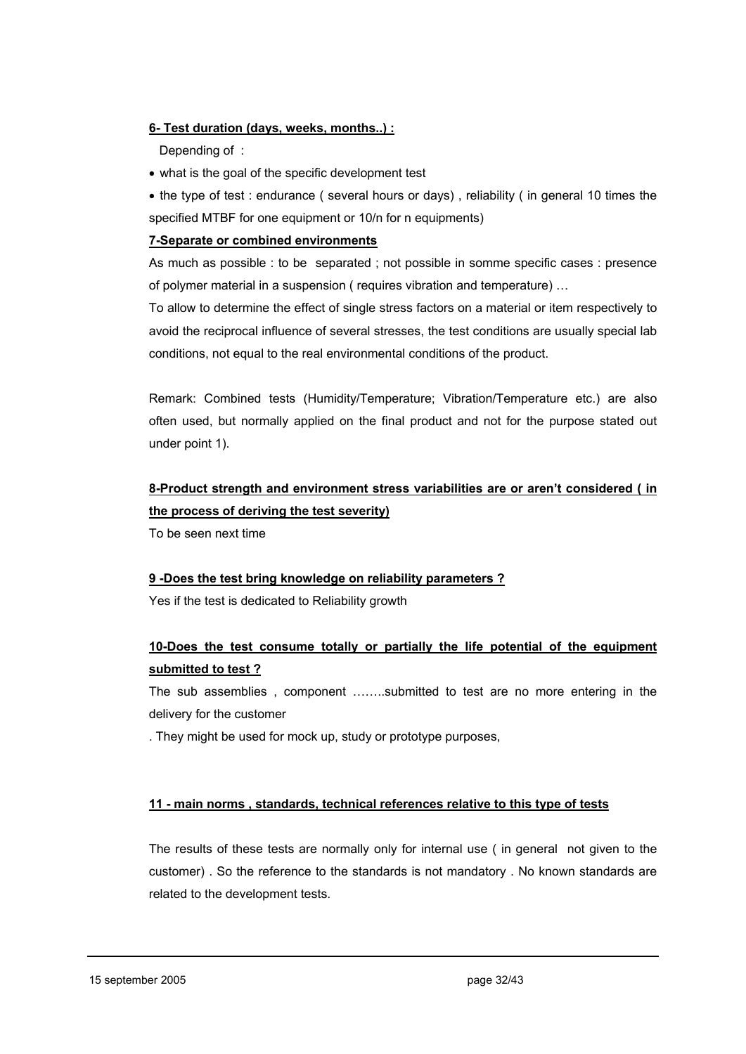**6- Test duration (days, weeks, months..) :**

Depending of :

- what is the goal of the specific development test
- the type of test : endurance ( several hours or days) , reliability ( in general 10 times the specified MTBF for one equipment or 10/n for n equipments)

**7-Separate or combined environments**

As much as possible : to be separated ; not possible in somme specific cases : presence of polymer material in a suspension ( requires vibration and temperature) …

To allow to determine the effect of single stress factors on a material or item respectively to avoid the reciprocal influence of several stresses, the test conditions are usually special lab conditions, not equal to the real environmental conditions of the product.

Remark: Combined tests (Humidity/Temperature; Vibration/Temperature etc.) are also often used, but normally applied on the final product and not for the purpose stated out under point 1).

**8-Product strength and environment stress variabilities are or aren't considered ( in the process of deriving the test severity)**

To be seen next time

**9 -Does the test bring knowledge on reliability parameters ?**

Yes if the test is dedicated to Reliability growth

**10-Does the test consume totally or partially the life potential of the equipment submitted to test ?**

The sub assemblies , component ……..submitted to test are no more entering in the delivery for the customer

. They might be used for mock up, study or prototype purposes,

**11 - main norms , standards, technical references relative to this type of tests**

The results of these tests are normally only for internal use ( in general not given to the customer) . So the reference to the standards is not mandatory . No known standards are related to the development tests.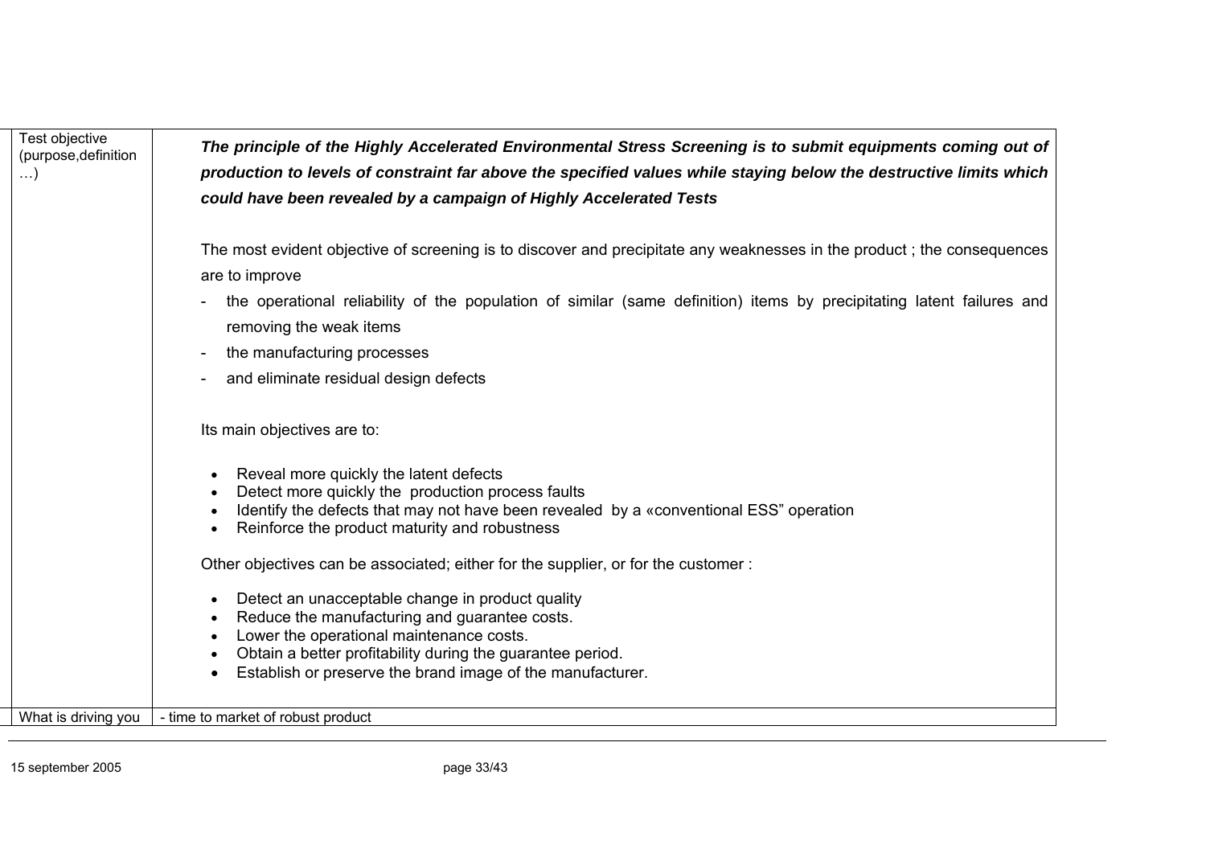| Test objective (purpose,definition …) | ***The principle of the Highly Accelerated Environmental Stress Screening is to submit equipments coming out of production to levels of constraint far above the specified values while staying below the destructive limits which could have been revealed by a campaign of Highly Accelerated Tests***<br><br>The most evident objective of screening is to discover and precipitate any weaknesses in the product ; the consequences are to improve<br>- the operational reliability of the population of similar (same definition) items by precipitating latent failures and removing the weak items<br>- the manufacturing processes<br>- and eliminate residual design defects<br><br>Its main objectives are to:<br>• Reveal more quickly the latent defects<br>• Detect more quickly the production process faults<br>• Identify the defects that may not have been revealed by a «conventional ESS" operation<br>• Reinforce the product maturity and robustness<br><br>Other objectives can be associated; either for the supplier, or for the customer :<br>• Detect an unacceptable change in product quality<br>• Reduce the manufacturing and guarantee costs.<br>• Lower the operational maintenance costs.<br>• Obtain a better profitability during the guarantee period.<br>• Establish or preserve the brand image of the manufacturer. |
|---|---|
| What is driving you | - time to market of robust product |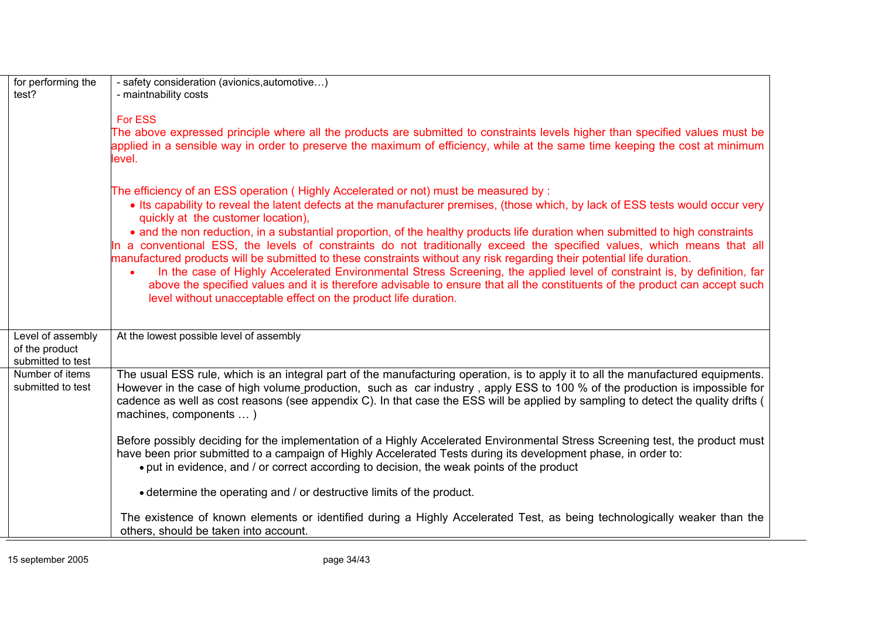| | |
|---|---|
| for performing the test? | - safety consideration (avionics,automotive…)<br>- maintnability costs<br><br>For ESS<br>The above expressed principle where all the products are submitted to constraints levels higher than specified values must be applied in a sensible way in order to preserve the maximum of efficiency, while at the same time keeping the cost at minimum level.<br><br>The efficiency of an ESS operation ( Highly Accelerated or not) must be measured by :<br>• Its capability to reveal the latent defects at the manufacturer premises, (those which, by lack of ESS tests would occur very quickly at the customer location),<br>• and the non reduction, in a substantial proportion, of the healthy products life duration when submitted to high constraints<br>In a conventional ESS, the levels of constraints do not traditionally exceed the specified values, which means that all manufactured products will be submitted to these constraints without any risk regarding their potential life duration.<br>• In the case of Highly Accelerated Environmental Stress Screening, the applied level of constraint is, by definition, far above the specified values and it is therefore advisable to ensure that all the constituents of the product can accept such level without unacceptable effect on the product life duration. |
| Level of assembly of the product submitted to test | At the lowest possible level of assembly |
| Number of items submitted to test | The usual ESS rule, which is an integral part of the manufacturing operation, is to apply it to all the manufactured equipments. However in the case of high volume production, such as car industry , apply ESS to 100 % of the production is impossible for cadence as well as cost reasons (see appendix C). In that case the ESS will be applied by sampling to detect the quality drifts ( machines, components … )<br><br>Before possibly deciding for the implementation of a Highly Accelerated Environmental Stress Screening test, the product must have been prior submitted to a campaign of Highly Accelerated Tests during its development phase, in order to:<br>• put in evidence, and / or correct according to decision, the weak points of the product<br>• determine the operating and / or destructive limits of the product.<br><br>The existence of known elements or identified during a Highly Accelerated Test, as being technologically weaker than the others, should be taken into account. |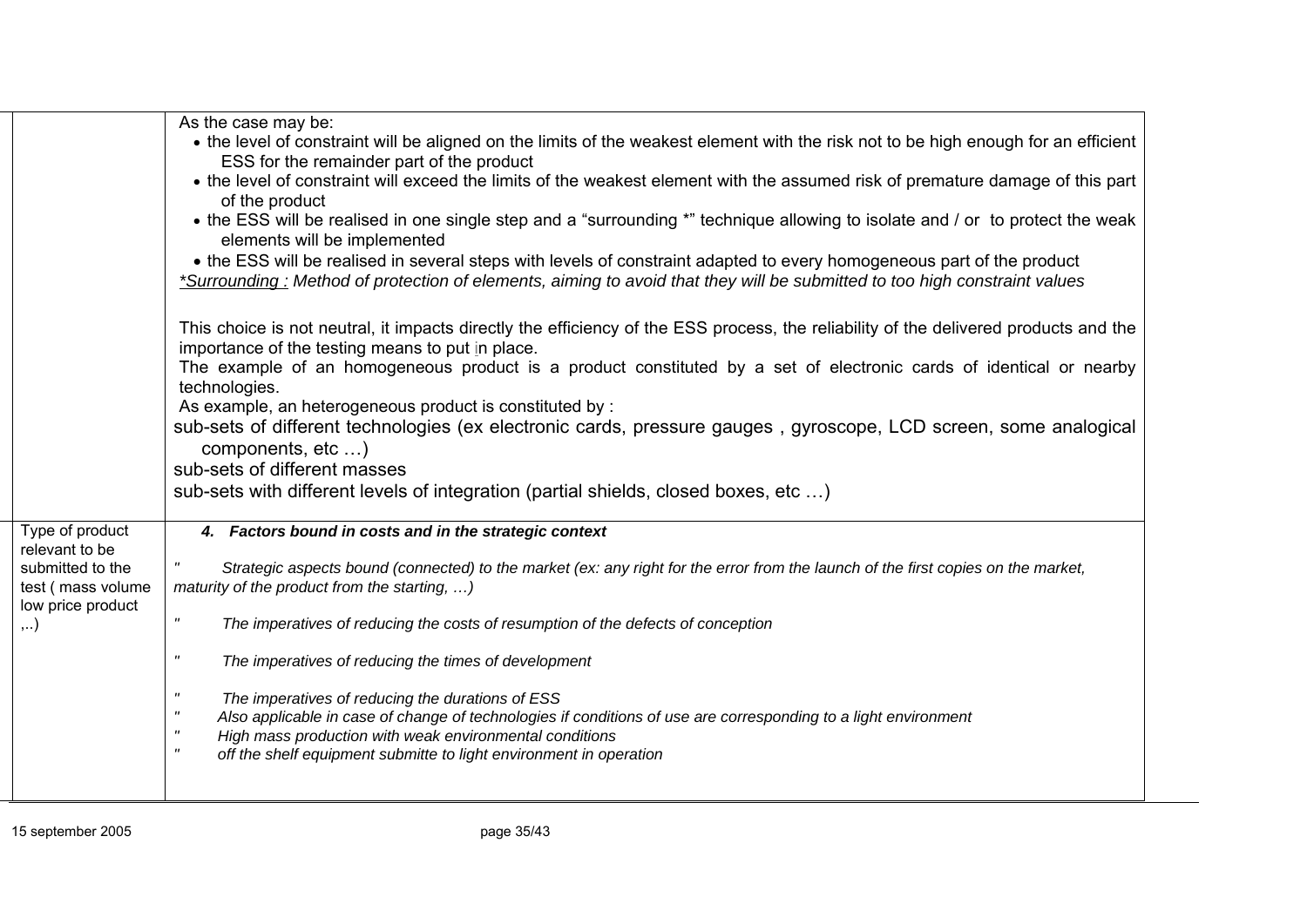| | |
|---|---|
| | As the case may be:<br>• the level of constraint will be aligned on the limits of the weakest element with the risk not to be high enough for an efficient ESS for the remainder part of the product<br>• the level of constraint will exceed the limits of the weakest element with the assumed risk of premature damage of this part of the product<br>• the ESS will be realised in one single step and a "surrounding *" technique allowing to isolate and / or to protect the weak elements will be implemented<br>• the ESS will be realised in several steps with levels of constraint adapted to every homogeneous part of the product<br>*<u>*Surrounding :</u> Method of protection of elements, aiming to avoid that they will be submitted to too high constraint values*<br><br>This choice is not neutral, it impacts directly the efficiency of the ESS process, the reliability of the delivered products and the importance of the testing means to put in place.<br>The example of an homogeneous product is a product constituted by a set of electronic cards of identical or nearby technologies.<br>As example, an heterogeneous product is constituted by :<br>sub-sets of different technologies (ex electronic cards, pressure gauges , gyroscope, LCD screen, some analogical components, etc …)<br>sub-sets of different masses<br>sub-sets with different levels of integration (partial shields, closed boxes, etc …) |
| Type of product relevant to be submitted to the test ( mass volume low price product ,..) | ***4. Factors bound in costs and in the strategic context***<br><br>" *Strategic aspects bound (connected) to the market (ex: any right for the error from the launch of the first copies on the market, maturity of the product from the starting, …)*<br><br>" *The imperatives of reducing the costs of resumption of the defects of conception*<br><br>" *The imperatives of reducing the times of development*<br><br>" *The imperatives of reducing the durations of ESS*<br>" *Also applicable in case of change of technologies if conditions of use are corresponding to a light environment*<br>" *High mass production with weak environmental conditions*<br>" *off the shelf equipment submitte to light environment in operation* |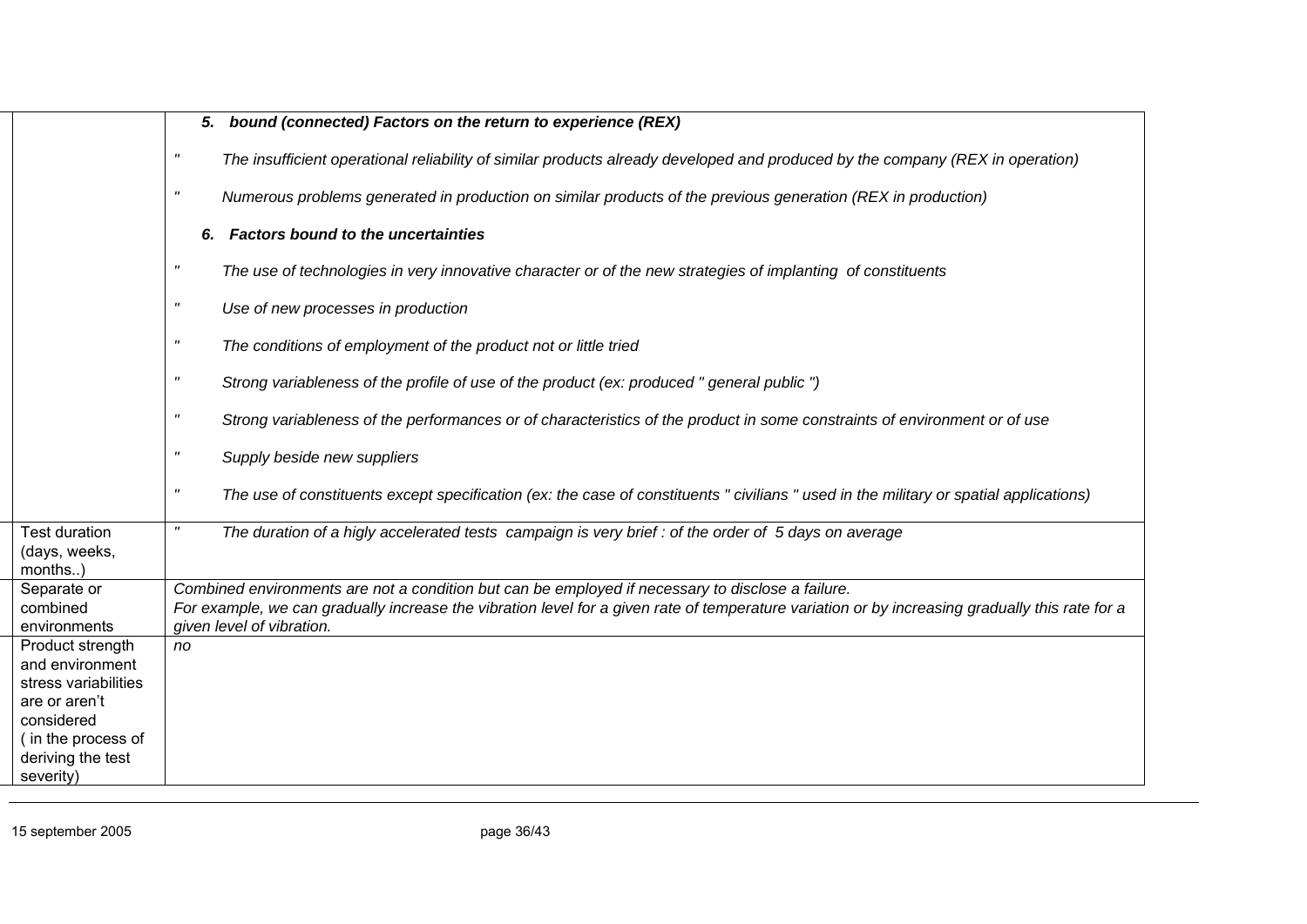| | |
|---|---|
| | ***5. bound (connected) Factors on the return to experience (REX)*** <br> " *The insufficient operational reliability of similar products already developed and produced by the company (REX in operation)* <br> " *Numerous problems generated in production on similar products of the previous generation (REX in production)* <br> ***6. Factors bound to the uncertainties*** <br> " *The use of technologies in very innovative character or of the new strategies of implanting of constituents* <br> " *Use of new processes in production* <br> " *The conditions of employment of the product not or little tried* <br> " *Strong variableness of the profile of use of the product (ex: produced " general public ")* <br> " *Strong variableness of the performances or of characteristics of the product in some constraints of environment or of use* <br> " *Supply beside new suppliers* <br> " *The use of constituents except specification (ex: the case of constituents " civilians " used in the military or spatial applications)* |
| Test duration (days, weeks, months..) | " *The duration of a higly accelerated tests campaign is very brief : of the order of 5 days on average* |
| Separate or combined environments | *Combined environments are not a condition but can be employed if necessary to disclose a failure.* <br> *For example, we can gradually increase the vibration level for a given rate of temperature variation or by increasing gradually this rate for a given level of vibration.* |
| Product strength and environment stress variabilities are or aren't considered ( in the process of deriving the test severity) | *no* |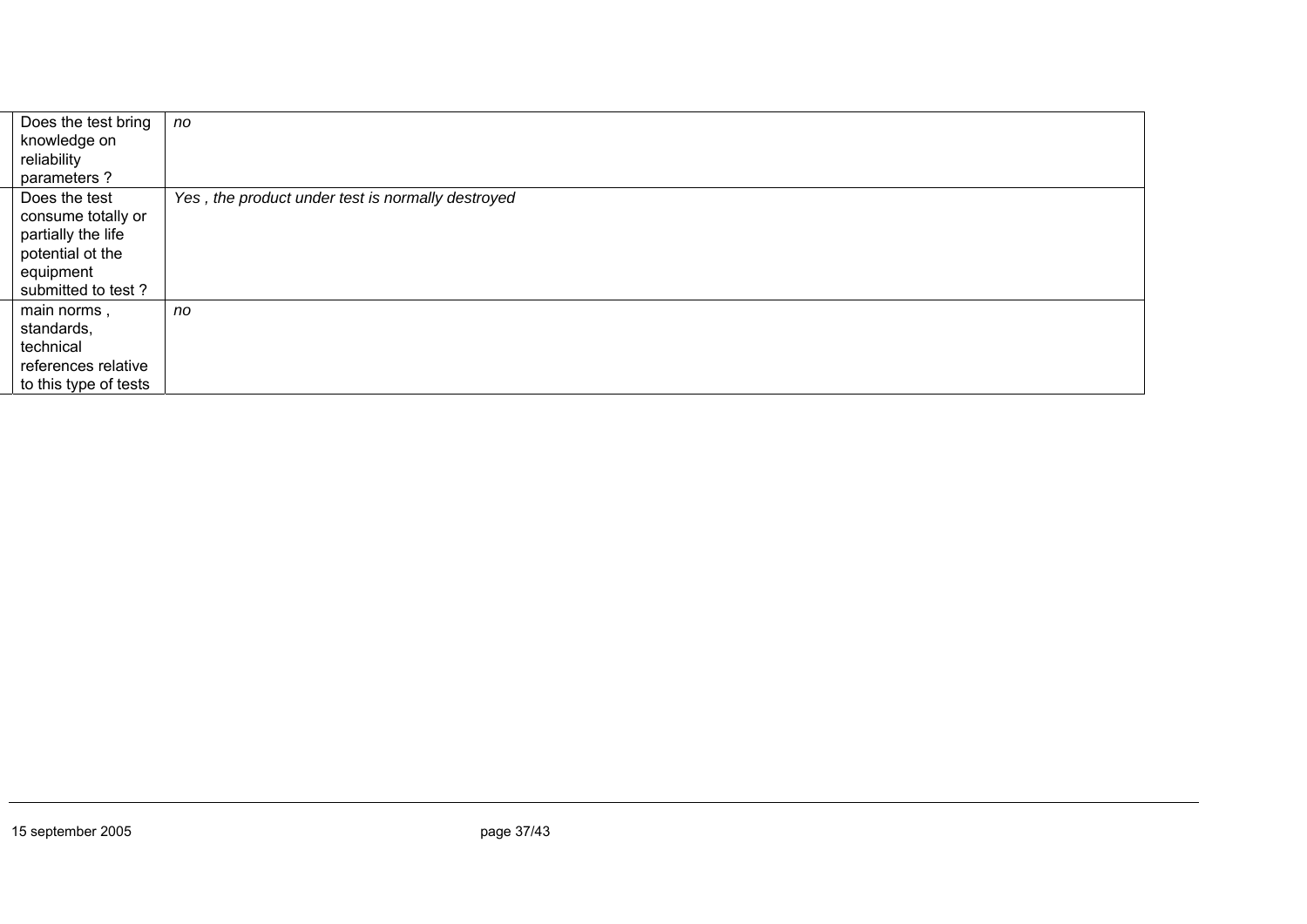| | |
|---|---|
| Does the test bring knowledge on reliability parameters ? | *no* |
| Does the test consume totally or partially the life potential ot the equipment submitted to test ? | *Yes , the product under test is normally destroyed* |
| main norms , standards, technical references relative to this type of tests | *no* |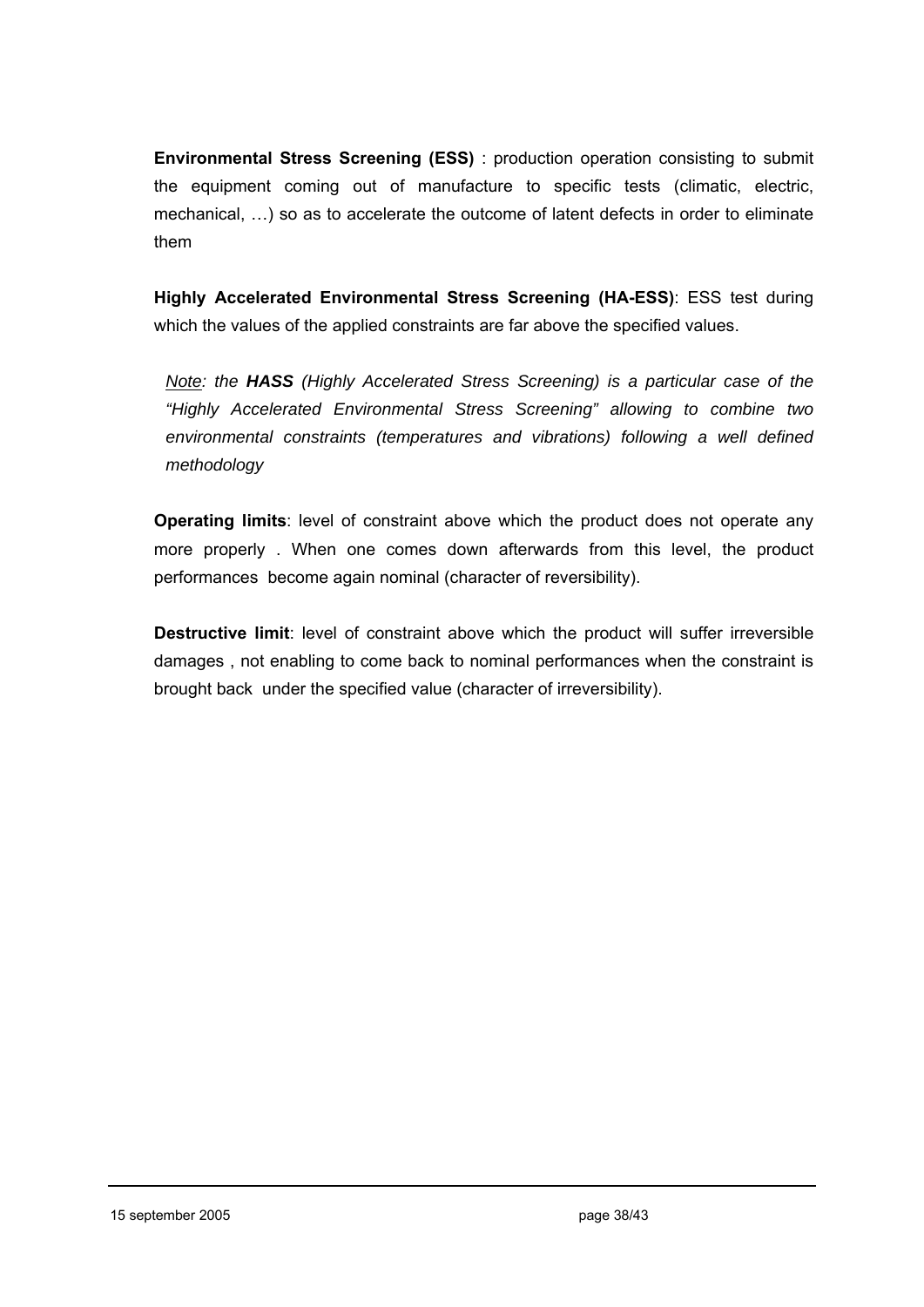**Environmental Stress Screening (ESS)** : production operation consisting to submit the equipment coming out of manufacture to specific tests (climatic, electric, mechanical, …) so as to accelerate the outcome of latent defects in order to eliminate them

**Highly Accelerated Environmental Stress Screening (HA-ESS)**: ESS test during which the values of the applied constraints are far above the specified values.

> *Note: the **HASS** (Highly Accelerated Stress Screening) is a particular case of the "Highly Accelerated Environmental Stress Screening" allowing to combine two environmental constraints (temperatures and vibrations) following a well defined methodology*

**Operating limits**: level of constraint above which the product does not operate any more properly . When one comes down afterwards from this level, the product performances become again nominal (character of reversibility).

**Destructive limit**: level of constraint above which the product will suffer irreversible damages , not enabling to come back to nominal performances when the constraint is brought back under the specified value (character of irreversibility).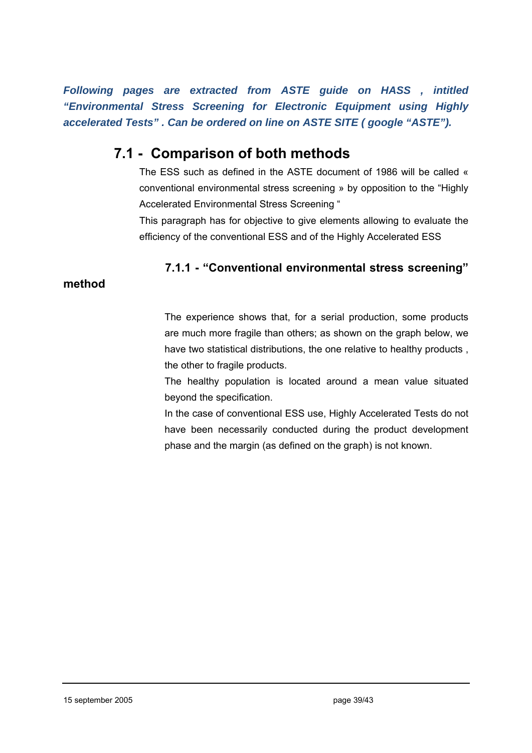***Following pages are extracted from ASTE guide on HASS , intitled "Environmental Stress Screening for Electronic Equipment using Highly accelerated Tests" . Can be ordered on line on ASTE SITE ( google "ASTE").***

## 7.1 - Comparison of both methods

The ESS such as defined in the ASTE document of 1986 will be called « conventional environmental stress screening » by opposition to the "Highly Accelerated Environmental Stress Screening "

This paragraph has for objective to give elements allowing to evaluate the efficiency of the conventional ESS and of the Highly Accelerated ESS

### 7.1.1 - "Conventional environmental stress screening" method

The experience shows that, for a serial production, some products are much more fragile than others; as shown on the graph below, we have two statistical distributions, the one relative to healthy products , the other to fragile products.

The healthy population is located around a mean value situated beyond the specification.

In the case of conventional ESS use, Highly Accelerated Tests do not have been necessarily conducted during the product development phase and the margin (as defined on the graph) is not known.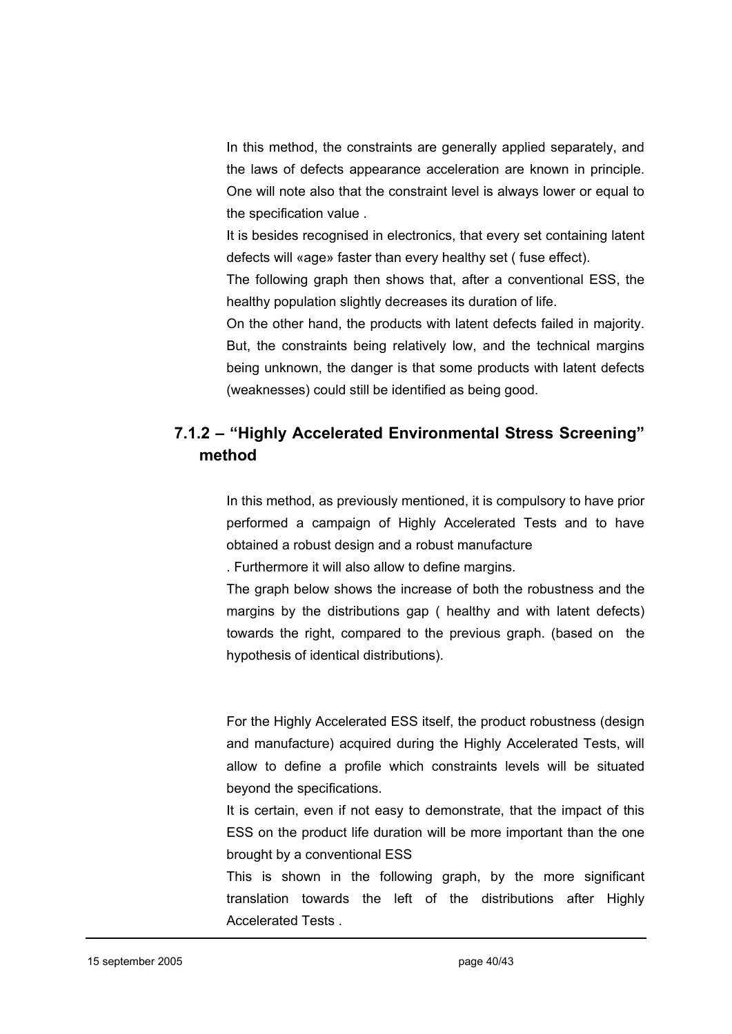In this method, the constraints are generally applied separately, and the laws of defects appearance acceleration are known in principle. One will note also that the constraint level is always lower or equal to the specification value .

It is besides recognised in electronics, that every set containing latent defects will «age» faster than every healthy set ( fuse effect).

The following graph then shows that, after a conventional ESS, the healthy population slightly decreases its duration of life.

On the other hand, the products with latent defects failed in majority. But, the constraints being relatively low, and the technical margins being unknown, the danger is that some products with latent defects (weaknesses) could still be identified as being good.

### 7.1.2 – "Highly Accelerated Environmental Stress Screening" method

In this method, as previously mentioned, it is compulsory to have prior performed a campaign of Highly Accelerated Tests and to have obtained a robust design and a robust manufacture

. Furthermore it will also allow to define margins.

The graph below shows the increase of both the robustness and the margins by the distributions gap ( healthy and with latent defects) towards the right, compared to the previous graph. (based on the hypothesis of identical distributions).

For the Highly Accelerated ESS itself, the product robustness (design and manufacture) acquired during the Highly Accelerated Tests, will allow to define a profile which constraints levels will be situated beyond the specifications.

It is certain, even if not easy to demonstrate, that the impact of this ESS on the product life duration will be more important than the one brought by a conventional ESS

This is shown in the following graph, by the more significant translation towards the left of the distributions after Highly Accelerated Tests .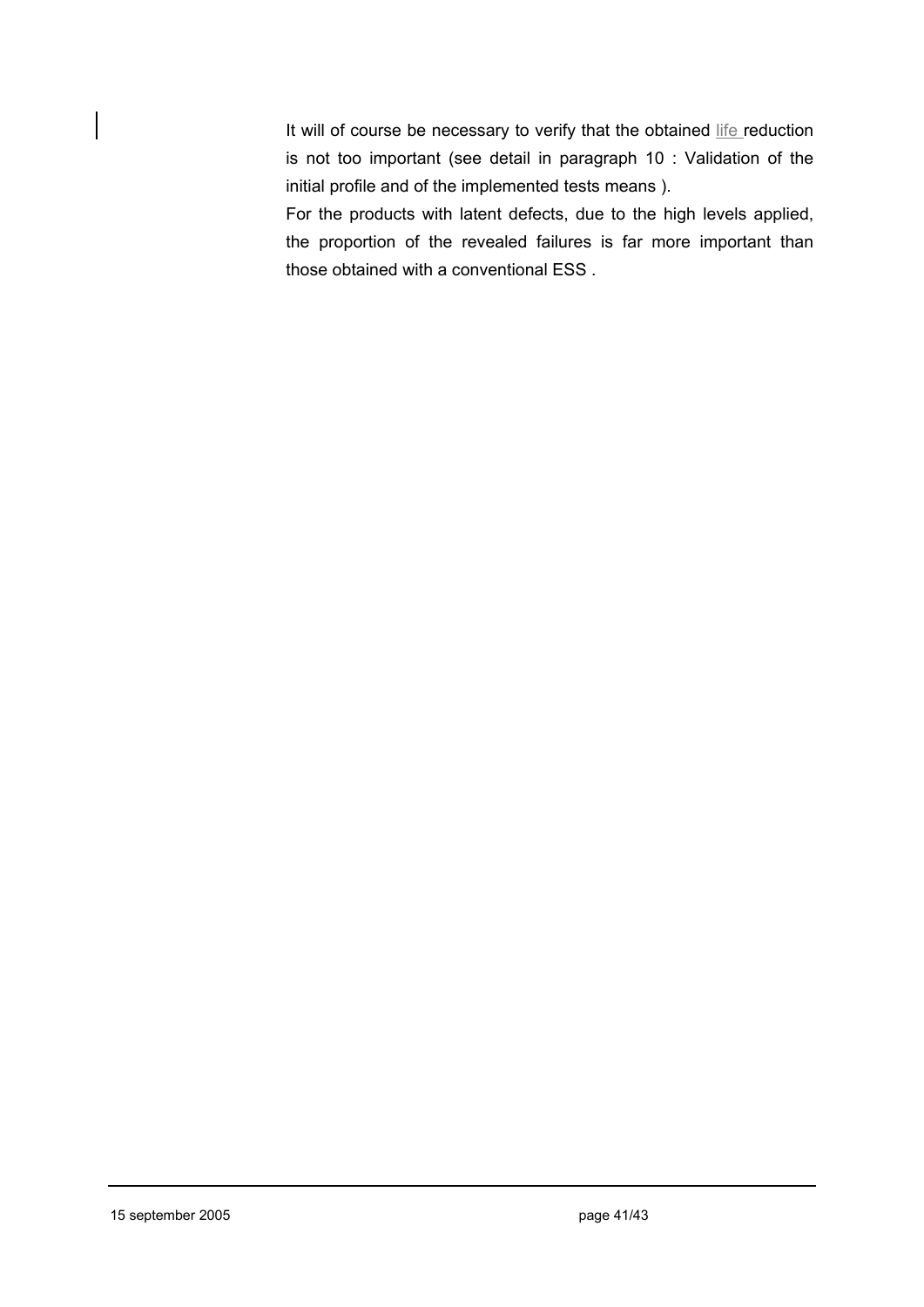It will of course be necessary to verify that the obtained life reduction is not too important (see detail in paragraph 10 : Validation of the initial profile and of the implemented tests means ).

For the products with latent defects, due to the high levels applied, the proportion of the revealed failures is far more important than those obtained with a conventional ESS .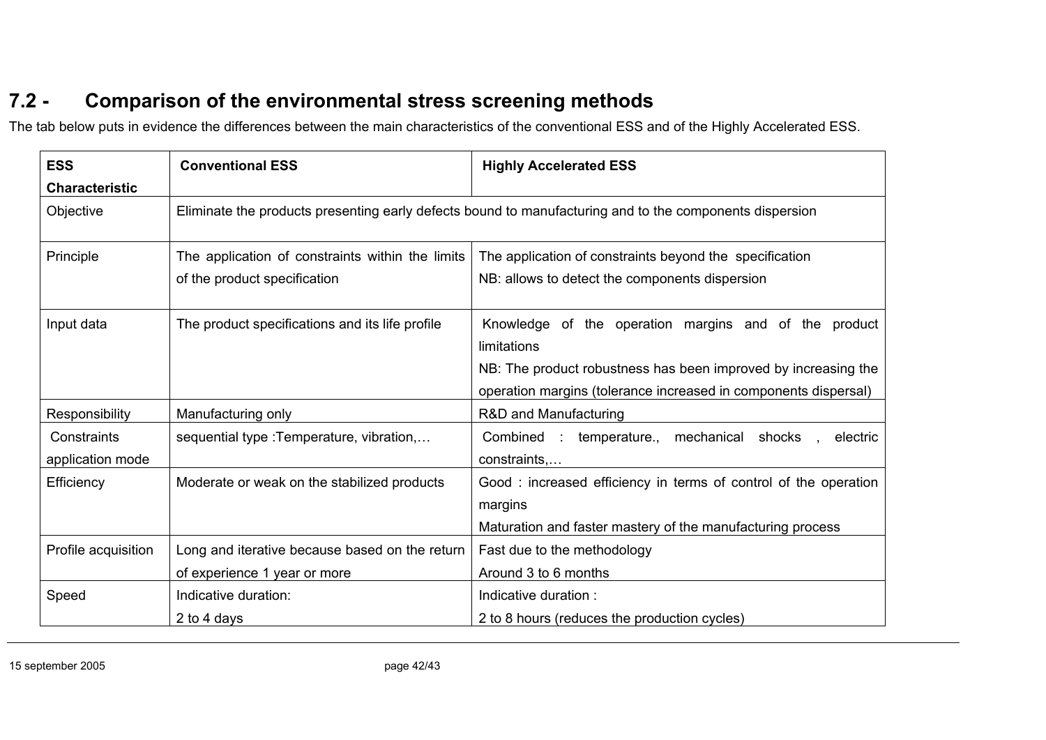## 7.2 - Comparison of the environmental stress screening methods

The tab below puts in evidence the differences between the main characteristics of the conventional ESS and of the Highly Accelerated ESS.

| ESS Characteristic | Conventional ESS | Highly Accelerated ESS |
|---|---|---|
| Objective | Eliminate the products presenting early defects bound to manufacturing and to the components dispersion | |
| Principle | The application of constraints within the limits of the product specification | The application of constraints beyond the specification<br>NB: allows to detect the components dispersion |
| Input data | The product specifications and its life profile | Knowledge of the operation margins and of the product limitations<br>NB: The product robustness has been improved by increasing the operation margins (tolerance increased in components dispersal) |
| Responsibility | Manufacturing only | R&D and Manufacturing |
| Constraints application mode | sequential type :Temperature, vibration,… | Combined : temperature., mechanical shocks , electric constraints,… |
| Efficiency | Moderate or weak on the stabilized products | Good : increased efficiency in terms of control of the operation margins<br>Maturation and faster mastery of the manufacturing process |
| Profile acquisition | Long and iterative because based on the return of experience 1 year or more | Fast due to the methodology<br>Around 3 to 6 months |
| Speed | Indicative duration:<br>2 to 4 days | Indicative duration :<br>2 to 8 hours (reduces the production cycles) |

15 september 2005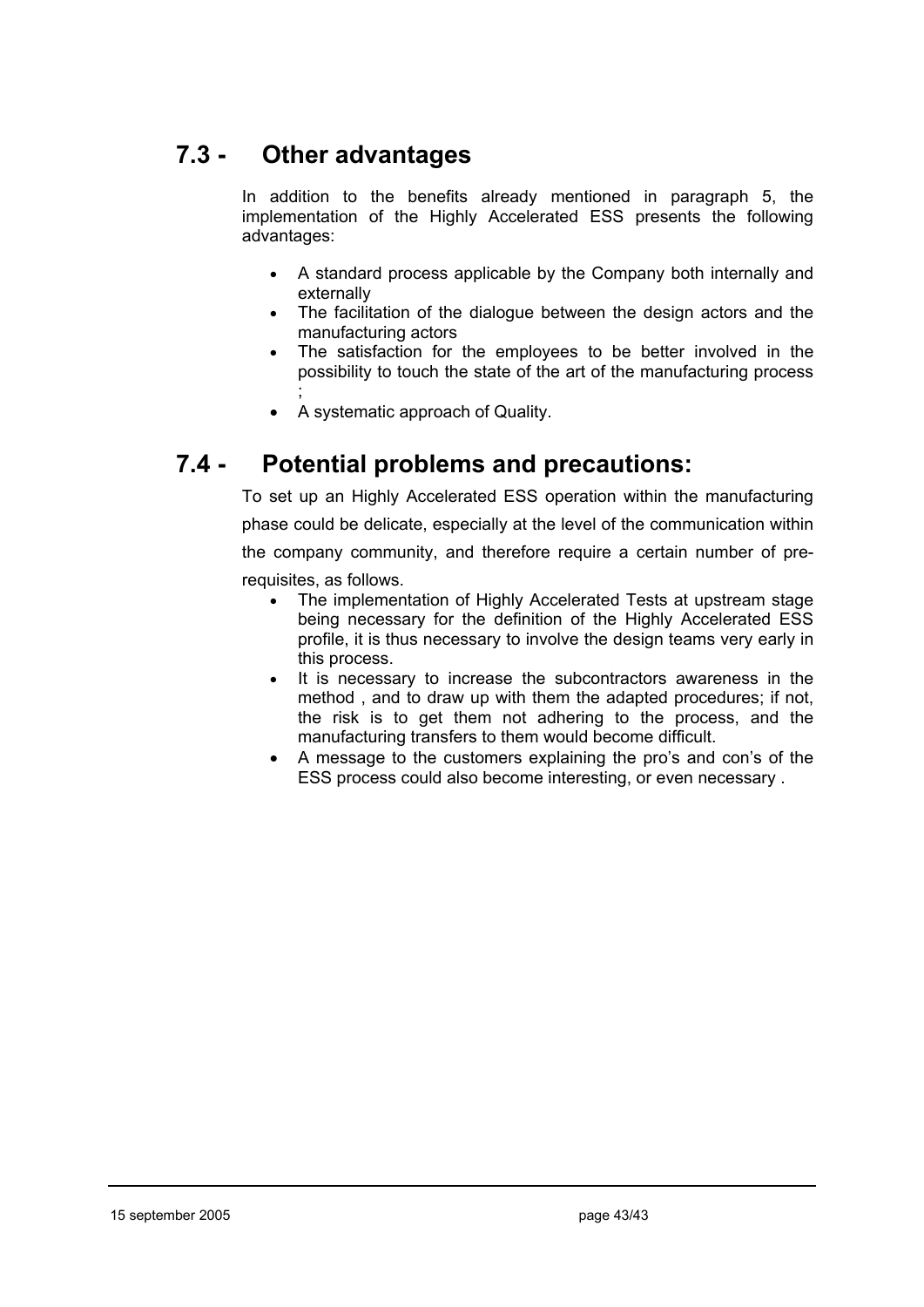## 7.3 - Other advantages

In addition to the benefits already mentioned in paragraph 5, the implementation of the Highly Accelerated ESS presents the following advantages:

- A standard process applicable by the Company both internally and externally
- The facilitation of the dialogue between the design actors and the manufacturing actors
- The satisfaction for the employees to be better involved in the possibility to touch the state of the art of the manufacturing process ;
- A systematic approach of Quality.

## 7.4 - Potential problems and precautions:

To set up an Highly Accelerated ESS operation within the manufacturing phase could be delicate, especially at the level of the communication within the company community, and therefore require a certain number of pre-requisites, as follows.

- The implementation of Highly Accelerated Tests at upstream stage being necessary for the definition of the Highly Accelerated ESS profile, it is thus necessary to involve the design teams very early in this process.
- It is necessary to increase the subcontractors awareness in the method , and to draw up with them the adapted procedures; if not, the risk is to get them not adhering to the process, and the manufacturing transfers to them would become difficult.
- A message to the customers explaining the pro's and con's of the ESS process could also become interesting, or even necessary .